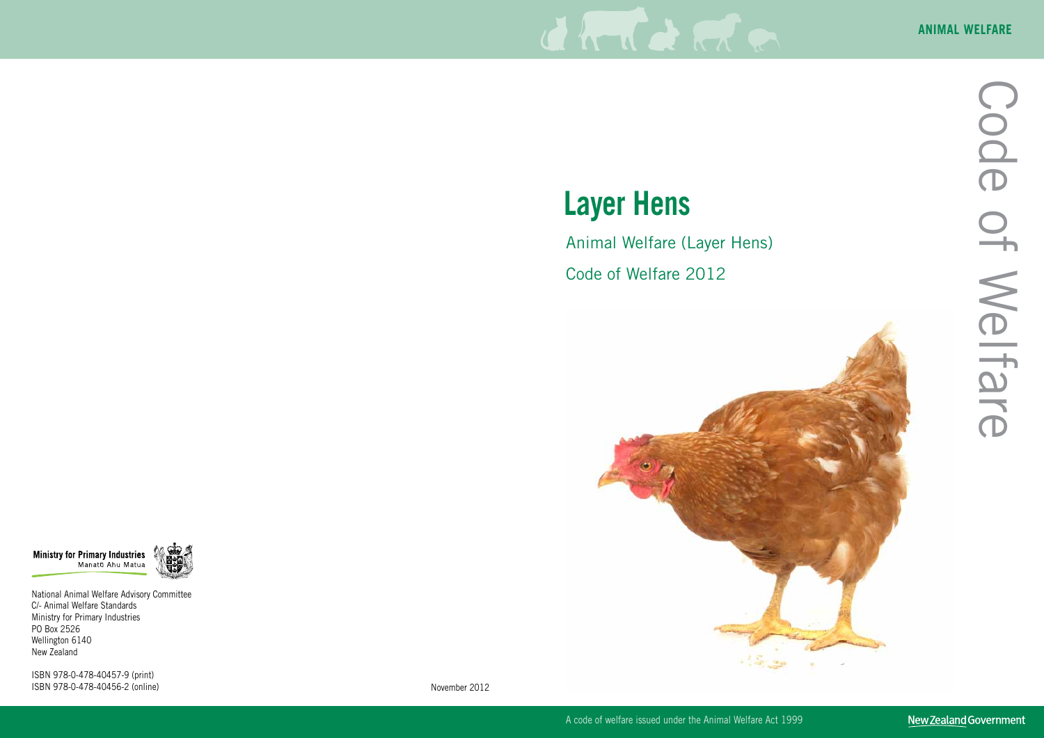ANIMAL WELFARE

# Code of Welfare

# Layer Hens

Animal Welfare (Layer Hens)

Code of Welfare 2012

Ministry for Primary Industries
Manatū Ahu Matua

National Animal Welfare Advisory Committee
C/- Animal Welfare Standards
Ministry for Primary Industries
PO Box 2526
Wellington 6140
New Zealand

ISBN 978-0-478-40457-9 (print)
ISBN 978-0-478-40456-2 (online)

November 2012

A code of welfare issued under the Animal Welfare Act 1999

New Zealand Government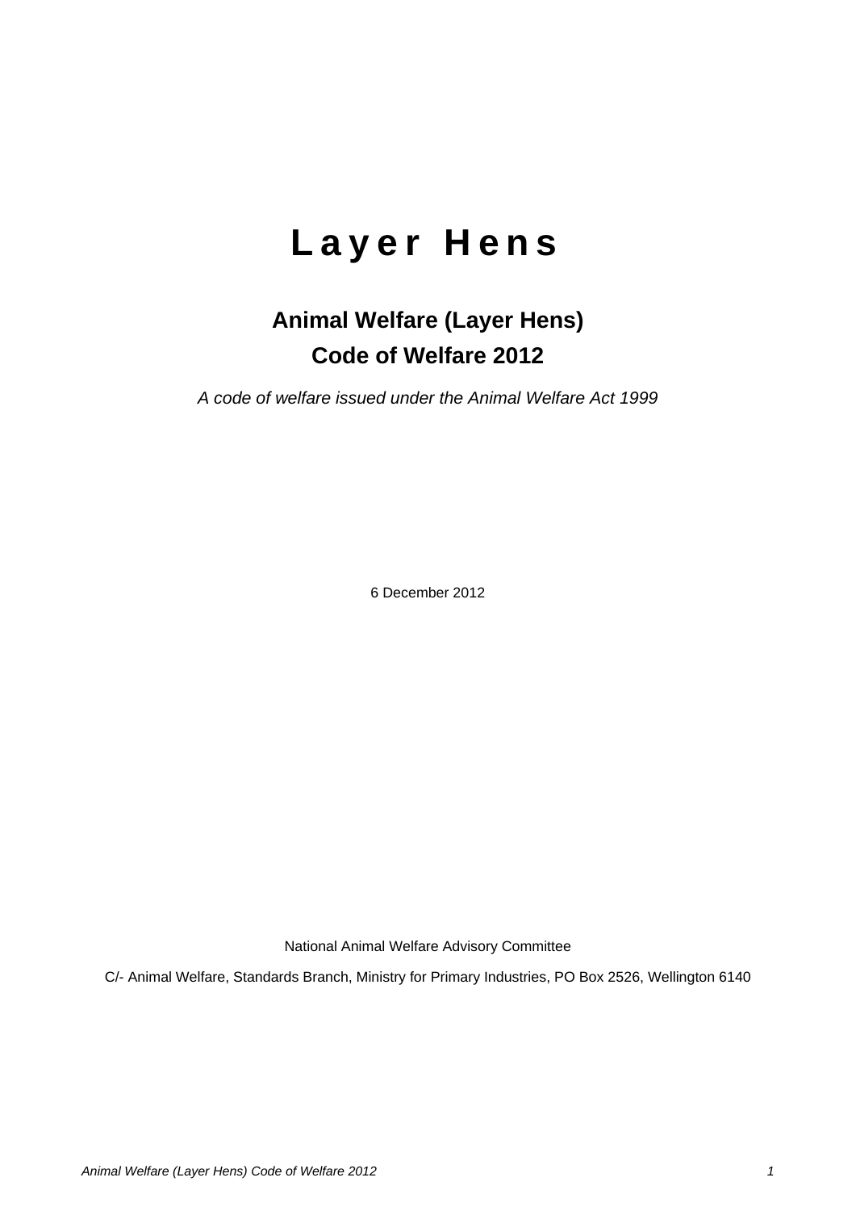# Layer Hens

## Animal Welfare (Layer Hens) Code of Welfare 2012

*A code of welfare issued under the Animal Welfare Act 1999*

6 December 2012

National Animal Welfare Advisory Committee

C/- Animal Welfare, Standards Branch, Ministry for Primary Industries, PO Box 2526, Wellington 6140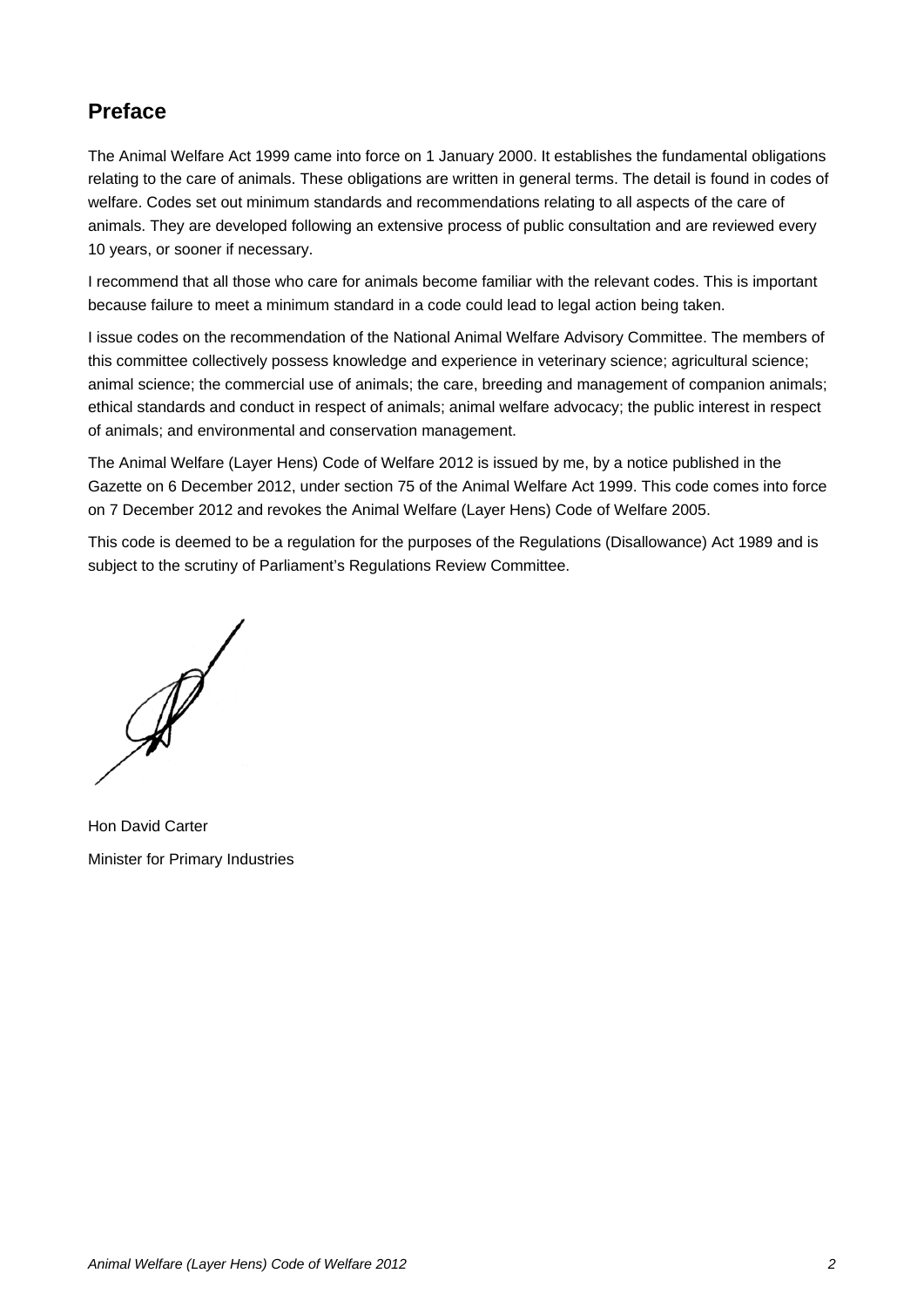## Preface

The Animal Welfare Act 1999 came into force on 1 January 2000. It establishes the fundamental obligations relating to the care of animals. These obligations are written in general terms. The detail is found in codes of welfare. Codes set out minimum standards and recommendations relating to all aspects of the care of animals. They are developed following an extensive process of public consultation and are reviewed every 10 years, or sooner if necessary.

I recommend that all those who care for animals become familiar with the relevant codes. This is important because failure to meet a minimum standard in a code could lead to legal action being taken.

I issue codes on the recommendation of the National Animal Welfare Advisory Committee. The members of this committee collectively possess knowledge and experience in veterinary science; agricultural science; animal science; the commercial use of animals; the care, breeding and management of companion animals; ethical standards and conduct in respect of animals; animal welfare advocacy; the public interest in respect of animals; and environmental and conservation management.

The Animal Welfare (Layer Hens) Code of Welfare 2012 is issued by me, by a notice published in the Gazette on 6 December 2012, under section 75 of the Animal Welfare Act 1999. This code comes into force on 7 December 2012 and revokes the Animal Welfare (Layer Hens) Code of Welfare 2005.

This code is deemed to be a regulation for the purposes of the Regulations (Disallowance) Act 1989 and is subject to the scrutiny of Parliament's Regulations Review Committee.

Hon David Carter

Minister for Primary Industries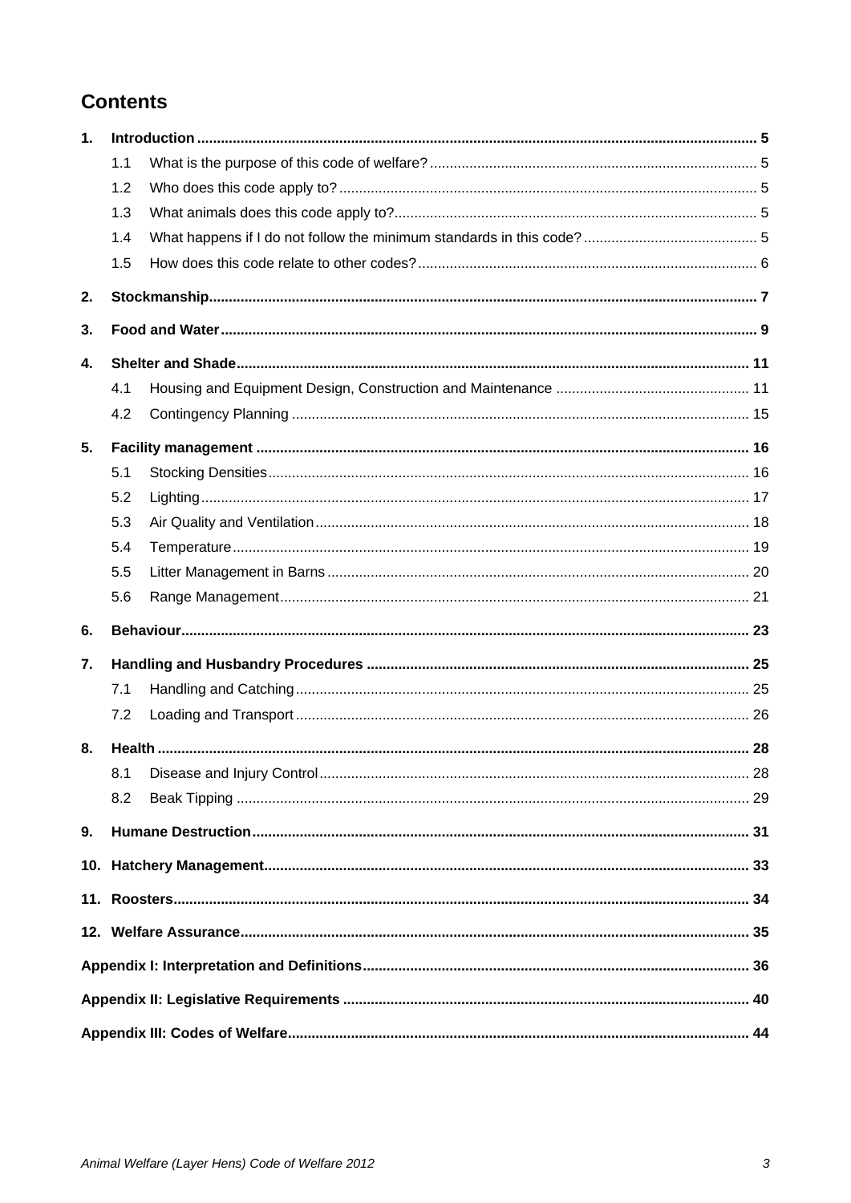# Contents

1. **Introduction** 5
   - 1.1 What is the purpose of this code of welfare? 5
   - 1.2 Who does this code apply to? 5
   - 1.3 What animals does this code apply to? 5
   - 1.4 What happens if I do not follow the minimum standards in this code? 5
   - 1.5 How does this code relate to other codes? 6
2. **Stockmanship** 7
3. **Food and Water** 9
4. **Shelter and Shade** 11
   - 4.1 Housing and Equipment Design, Construction and Maintenance 11
   - 4.2 Contingency Planning 15
5. **Facility management** 16
   - 5.1 Stocking Densities 16
   - 5.2 Lighting 17
   - 5.3 Air Quality and Ventilation 18
   - 5.4 Temperature 19
   - 5.5 Litter Management in Barns 20
   - 5.6 Range Management 21
6. **Behaviour** 23
7. **Handling and Husbandry Procedures** 25
   - 7.1 Handling and Catching 25
   - 7.2 Loading and Transport 26
8. **Health** 28
   - 8.1 Disease and Injury Control 28
   - 8.2 Beak Tipping 29
9. **Humane Destruction** 31
10. **Hatchery Management** 33
11. **Roosters** 34
12. **Welfare Assurance** 35

**Appendix I: Interpretation and Definitions** 36

**Appendix II: Legislative Requirements** 40

**Appendix III: Codes of Welfare** 44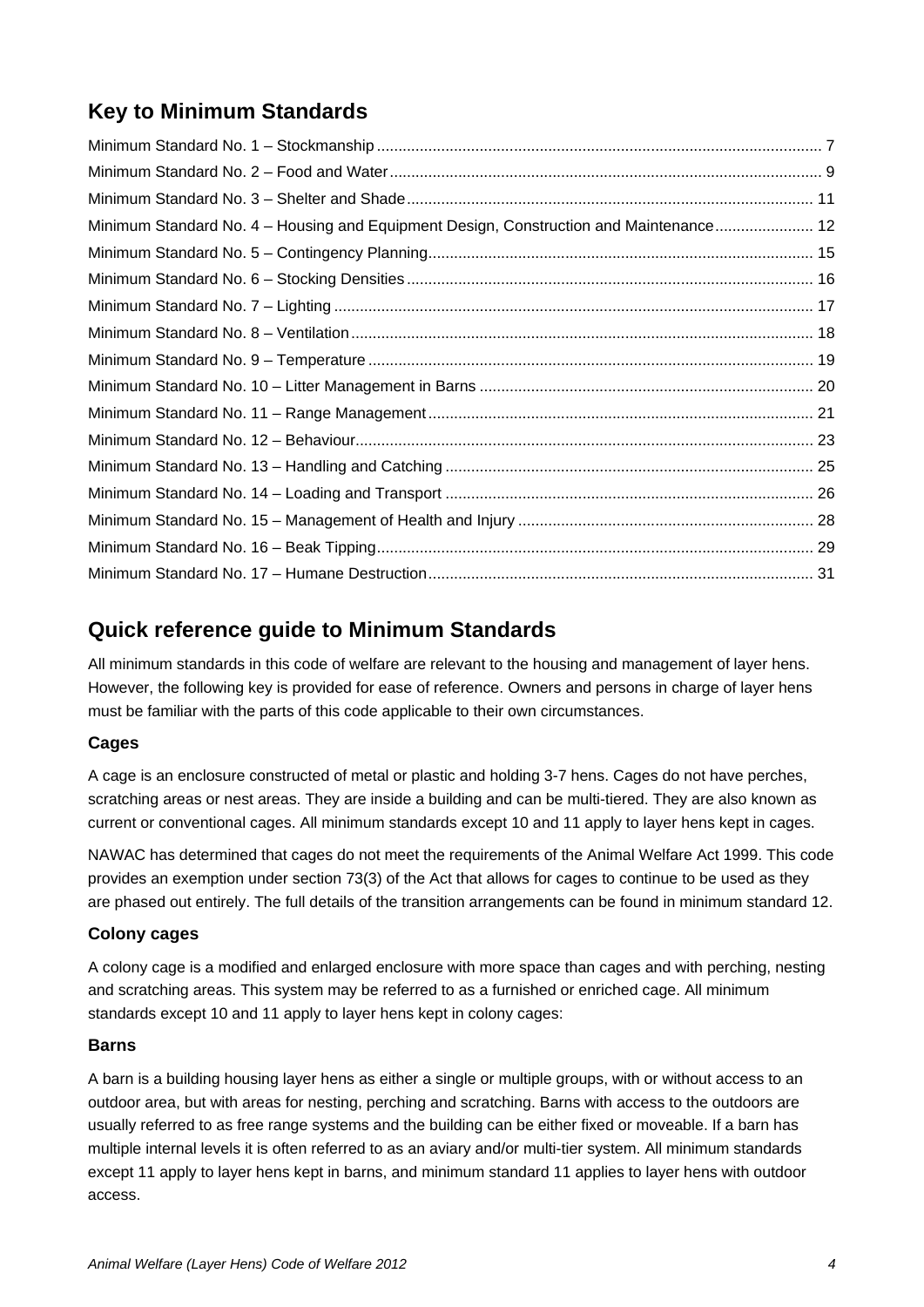## Key to Minimum Standards

Minimum Standard No. 1 – Stockmanship ........ 7
Minimum Standard No. 2 – Food and Water ........ 9
Minimum Standard No. 3 – Shelter and Shade ........ 11
Minimum Standard No. 4 – Housing and Equipment Design, Construction and Maintenance ........ 12
Minimum Standard No. 5 – Contingency Planning ........ 15
Minimum Standard No. 6 – Stocking Densities ........ 16
Minimum Standard No. 7 – Lighting ........ 17
Minimum Standard No. 8 – Ventilation ........ 18
Minimum Standard No. 9 – Temperature ........ 19
Minimum Standard No. 10 – Litter Management in Barns ........ 20
Minimum Standard No. 11 – Range Management ........ 21
Minimum Standard No. 12 – Behaviour ........ 23
Minimum Standard No. 13 – Handling and Catching ........ 25
Minimum Standard No. 14 – Loading and Transport ........ 26
Minimum Standard No. 15 – Management of Health and Injury ........ 28
Minimum Standard No. 16 – Beak Tipping ........ 29
Minimum Standard No. 17 – Humane Destruction ........ 31

## Quick reference guide to Minimum Standards

All minimum standards in this code of welfare are relevant to the housing and management of layer hens. However, the following key is provided for ease of reference. Owners and persons in charge of layer hens must be familiar with the parts of this code applicable to their own circumstances.

### Cages

A cage is an enclosure constructed of metal or plastic and holding 3-7 hens. Cages do not have perches, scratching areas or nest areas. They are inside a building and can be multi-tiered. They are also known as current or conventional cages. All minimum standards except 10 and 11 apply to layer hens kept in cages.

NAWAC has determined that cages do not meet the requirements of the Animal Welfare Act 1999. This code provides an exemption under section 73(3) of the Act that allows for cages to continue to be used as they are phased out entirely. The full details of the transition arrangements can be found in minimum standard 12.

### Colony cages

A colony cage is a modified and enlarged enclosure with more space than cages and with perching, nesting and scratching areas. This system may be referred to as a furnished or enriched cage. All minimum standards except 10 and 11 apply to layer hens kept in colony cages:

### Barns

A barn is a building housing layer hens as either a single or multiple groups, with or without access to an outdoor area, but with areas for nesting, perching and scratching. Barns with access to the outdoors are usually referred to as free range systems and the building can be either fixed or moveable. If a barn has multiple internal levels it is often referred to as an aviary and/or multi-tier system. All minimum standards except 11 apply to layer hens kept in barns, and minimum standard 11 applies to layer hens with outdoor access.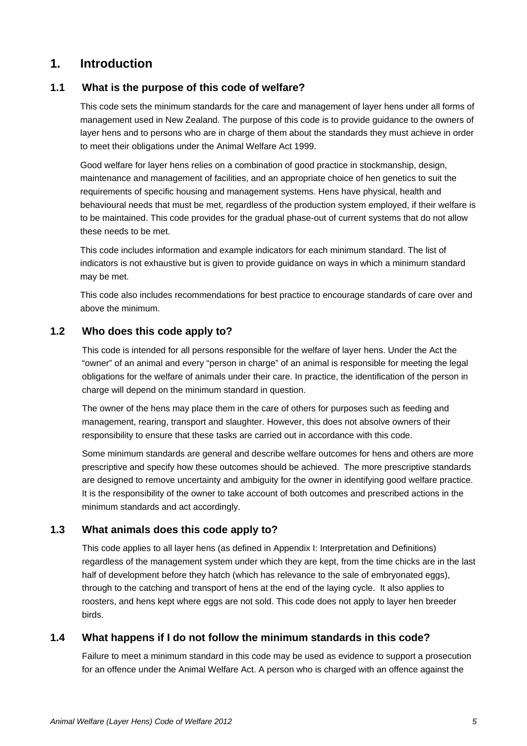# 1. Introduction

## 1.1 What is the purpose of this code of welfare?

This code sets the minimum standards for the care and management of layer hens under all forms of management used in New Zealand. The purpose of this code is to provide guidance to the owners of layer hens and to persons who are in charge of them about the standards they must achieve in order to meet their obligations under the Animal Welfare Act 1999.

Good welfare for layer hens relies on a combination of good practice in stockmanship, design, maintenance and management of facilities, and an appropriate choice of hen genetics to suit the requirements of specific housing and management systems. Hens have physical, health and behavioural needs that must be met, regardless of the production system employed, if their welfare is to be maintained. This code provides for the gradual phase-out of current systems that do not allow these needs to be met.

This code includes information and example indicators for each minimum standard. The list of indicators is not exhaustive but is given to provide guidance on ways in which a minimum standard may be met.

This code also includes recommendations for best practice to encourage standards of care over and above the minimum.

## 1.2 Who does this code apply to?

This code is intended for all persons responsible for the welfare of layer hens. Under the Act the "owner" of an animal and every "person in charge" of an animal is responsible for meeting the legal obligations for the welfare of animals under their care. In practice, the identification of the person in charge will depend on the minimum standard in question.

The owner of the hens may place them in the care of others for purposes such as feeding and management, rearing, transport and slaughter. However, this does not absolve owners of their responsibility to ensure that these tasks are carried out in accordance with this code.

Some minimum standards are general and describe welfare outcomes for hens and others are more prescriptive and specify how these outcomes should be achieved. The more prescriptive standards are designed to remove uncertainty and ambiguity for the owner in identifying good welfare practice. It is the responsibility of the owner to take account of both outcomes and prescribed actions in the minimum standards and act accordingly.

## 1.3 What animals does this code apply to?

This code applies to all layer hens (as defined in Appendix I: Interpretation and Definitions) regardless of the management system under which they are kept, from the time chicks are in the last half of development before they hatch (which has relevance to the sale of embryonated eggs), through to the catching and transport of hens at the end of the laying cycle. It also applies to roosters, and hens kept where eggs are not sold. This code does not apply to layer hen breeder birds.

## 1.4 What happens if I do not follow the minimum standards in this code?

Failure to meet a minimum standard in this code may be used as evidence to support a prosecution for an offence under the Animal Welfare Act. A person who is charged with an offence against the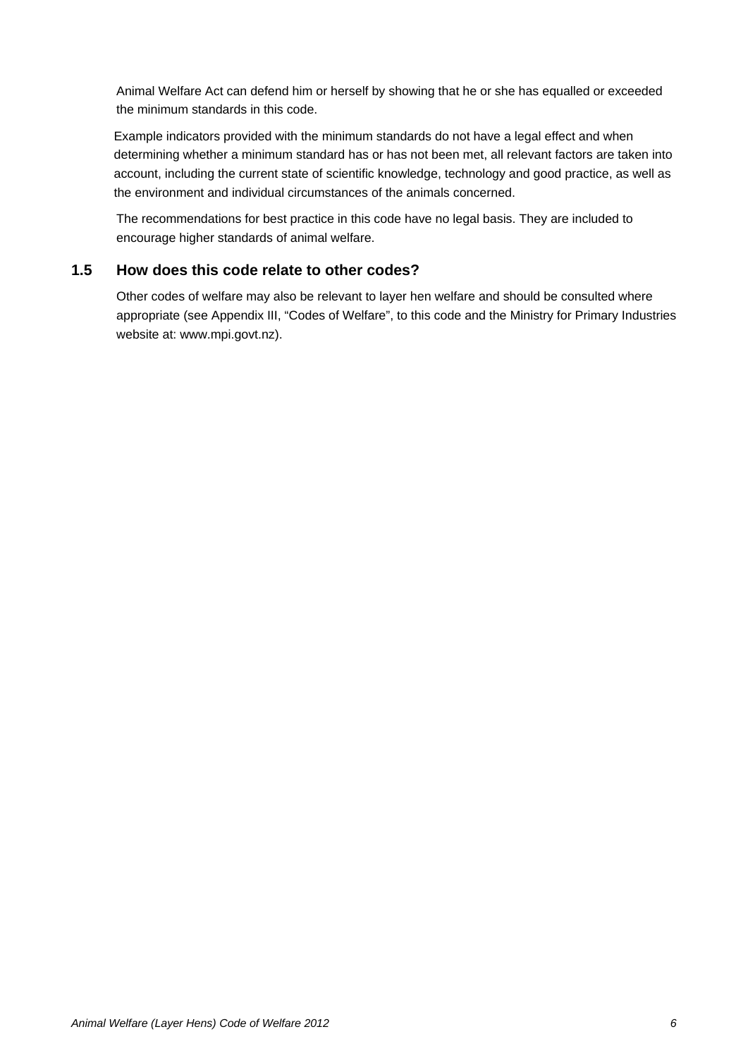Animal Welfare Act can defend him or herself by showing that he or she has equalled or exceeded the minimum standards in this code.

Example indicators provided with the minimum standards do not have a legal effect and when determining whether a minimum standard has or has not been met, all relevant factors are taken into account, including the current state of scientific knowledge, technology and good practice, as well as the environment and individual circumstances of the animals concerned.

The recommendations for best practice in this code have no legal basis. They are included to encourage higher standards of animal welfare.

## 1.5 How does this code relate to other codes?

Other codes of welfare may also be relevant to layer hen welfare and should be consulted where appropriate (see Appendix III, "Codes of Welfare", to this code and the Ministry for Primary Industries website at: www.mpi.govt.nz).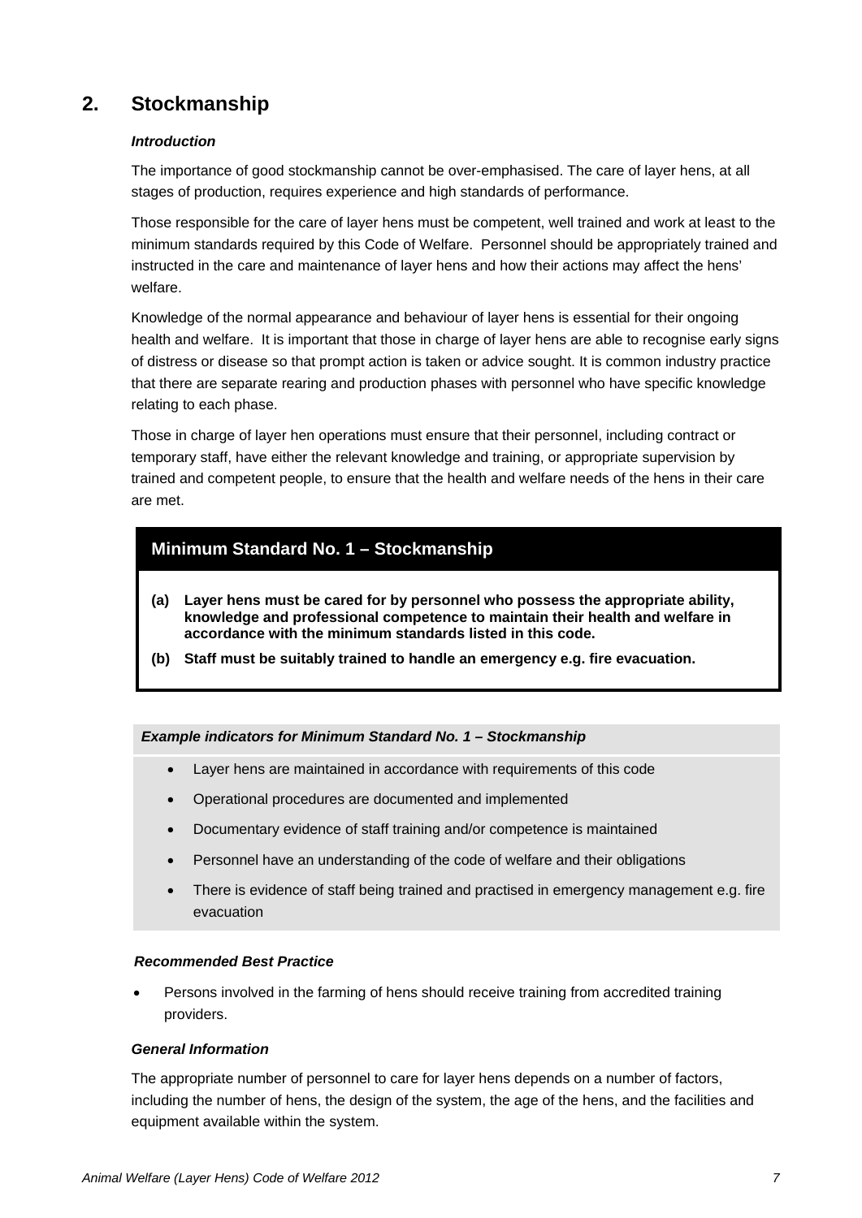## 2. Stockmanship

***Introduction***

The importance of good stockmanship cannot be over-emphasised. The care of layer hens, at all stages of production, requires experience and high standards of performance.

Those responsible for the care of layer hens must be competent, well trained and work at least to the minimum standards required by this Code of Welfare. Personnel should be appropriately trained and instructed in the care and maintenance of layer hens and how their actions may affect the hens' welfare.

Knowledge of the normal appearance and behaviour of layer hens is essential for their ongoing health and welfare. It is important that those in charge of layer hens are able to recognise early signs of distress or disease so that prompt action is taken or advice sought. It is common industry practice that there are separate rearing and production phases with personnel who have specific knowledge relating to each phase.

Those in charge of layer hen operations must ensure that their personnel, including contract or temporary staff, have either the relevant knowledge and training, or appropriate supervision by trained and competent people, to ensure that the health and welfare needs of the hens in their care are met.

**Minimum Standard No. 1 – Stockmanship**

**(a) Layer hens must be cared for by personnel who possess the appropriate ability, knowledge and professional competence to maintain their health and welfare in accordance with the minimum standards listed in this code.**

**(b) Staff must be suitably trained to handle an emergency e.g. fire evacuation.**

***Example indicators for Minimum Standard No. 1 – Stockmanship***

- Layer hens are maintained in accordance with requirements of this code
- Operational procedures are documented and implemented
- Documentary evidence of staff training and/or competence is maintained
- Personnel have an understanding of the code of welfare and their obligations
- There is evidence of staff being trained and practised in emergency management e.g. fire evacuation

***Recommended Best Practice***

- Persons involved in the farming of hens should receive training from accredited training providers.

***General Information***

The appropriate number of personnel to care for layer hens depends on a number of factors, including the number of hens, the design of the system, the age of the hens, and the facilities and equipment available within the system.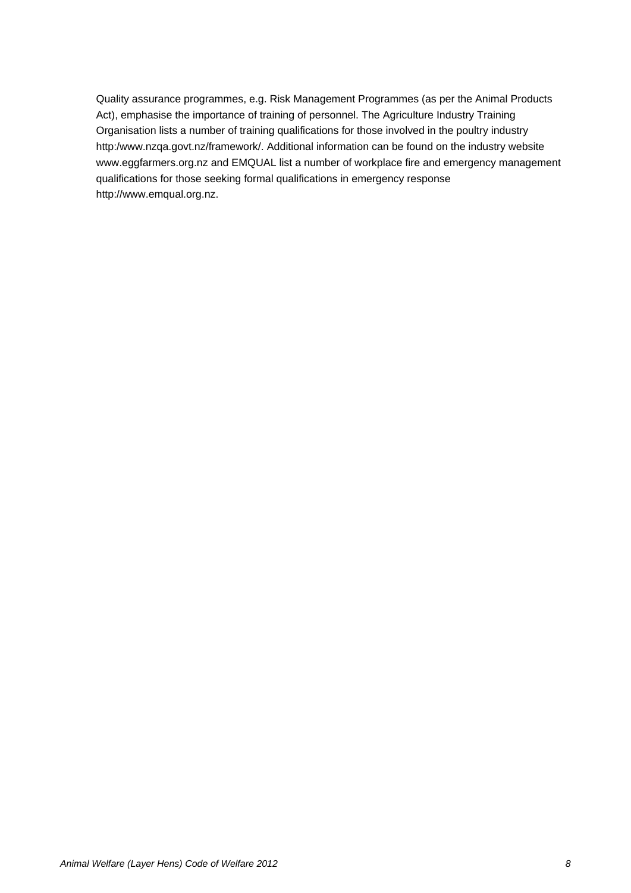Quality assurance programmes, e.g. Risk Management Programmes (as per the Animal Products Act), emphasise the importance of training of personnel. The Agriculture Industry Training Organisation lists a number of training qualifications for those involved in the poultry industry http:/www.nzqa.govt.nz/framework/. Additional information can be found on the industry website www.eggfarmers.org.nz and EMQUAL list a number of workplace fire and emergency management qualifications for those seeking formal qualifications in emergency response http://www.emqual.org.nz.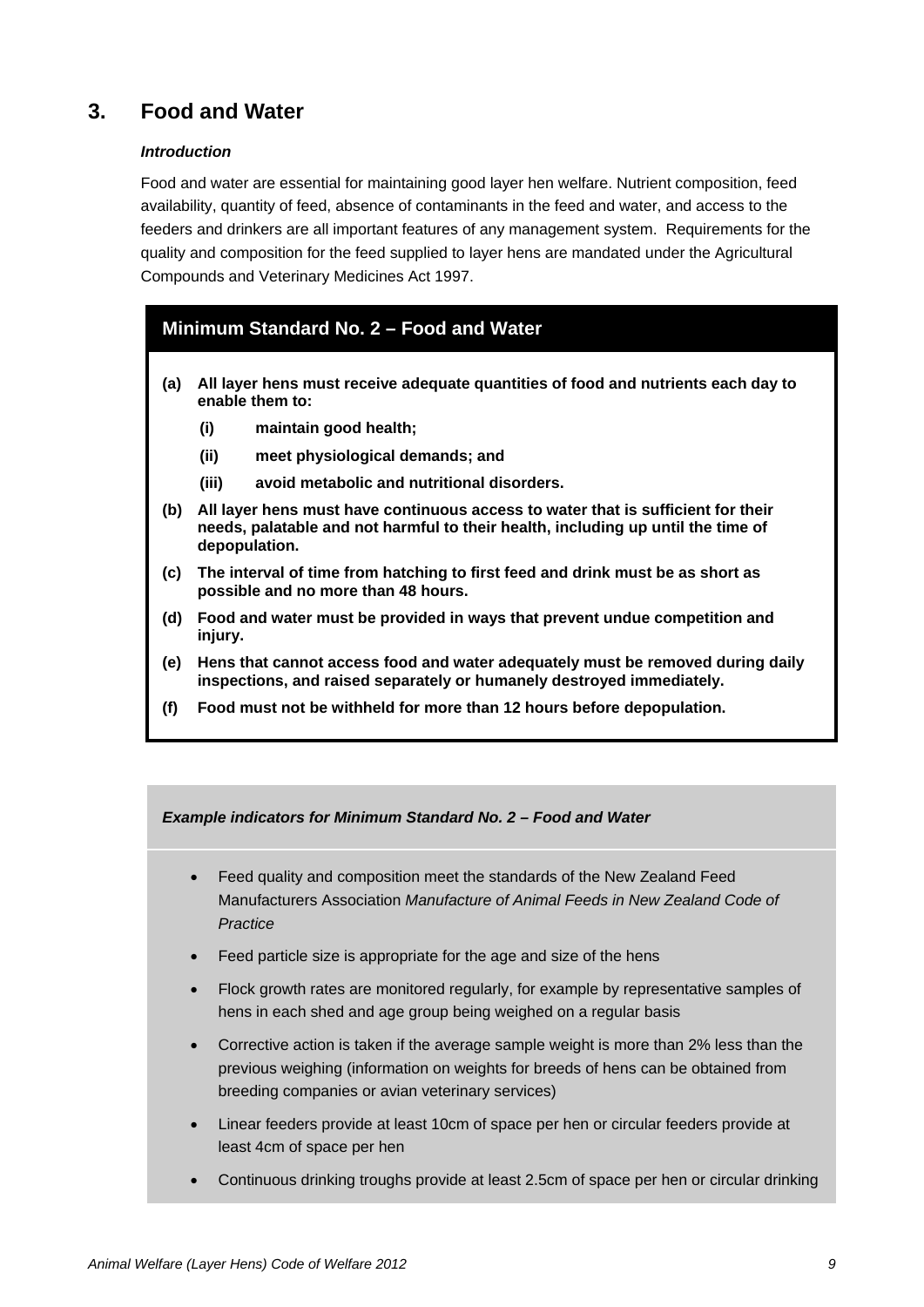## 3. Food and Water

### *Introduction*

Food and water are essential for maintaining good layer hen welfare. Nutrient composition, feed availability, quantity of feed, absence of contaminants in the feed and water, and access to the feeders and drinkers are all important features of any management system. Requirements for the quality and composition for the feed supplied to layer hens are mandated under the Agricultural Compounds and Veterinary Medicines Act 1997.

### Minimum Standard No. 2 – Food and Water

**(a) All layer hens must receive adequate quantities of food and nutrients each day to enable them to:**

- **(i) maintain good health;**
- **(ii) meet physiological demands; and**
- **(iii) avoid metabolic and nutritional disorders.**

**(b) All layer hens must have continuous access to water that is sufficient for their needs, palatable and not harmful to their health, including up until the time of depopulation.**

**(c) The interval of time from hatching to first feed and drink must be as short as possible and no more than 48 hours.**

**(d) Food and water must be provided in ways that prevent undue competition and injury.**

**(e) Hens that cannot access food and water adequately must be removed during daily inspections, and raised separately or humanely destroyed immediately.**

**(f) Food must not be withheld for more than 12 hours before depopulation.**

***Example indicators for Minimum Standard No. 2 – Food and Water***

- Feed quality and composition meet the standards of the New Zealand Feed Manufacturers Association *Manufacture of Animal Feeds in New Zealand Code of Practice*
- Feed particle size is appropriate for the age and size of the hens
- Flock growth rates are monitored regularly, for example by representative samples of hens in each shed and age group being weighed on a regular basis
- Corrective action is taken if the average sample weight is more than 2% less than the previous weighing (information on weights for breeds of hens can be obtained from breeding companies or avian veterinary services)
- Linear feeders provide at least 10cm of space per hen or circular feeders provide at least 4cm of space per hen
- Continuous drinking troughs provide at least 2.5cm of space per hen or circular drinking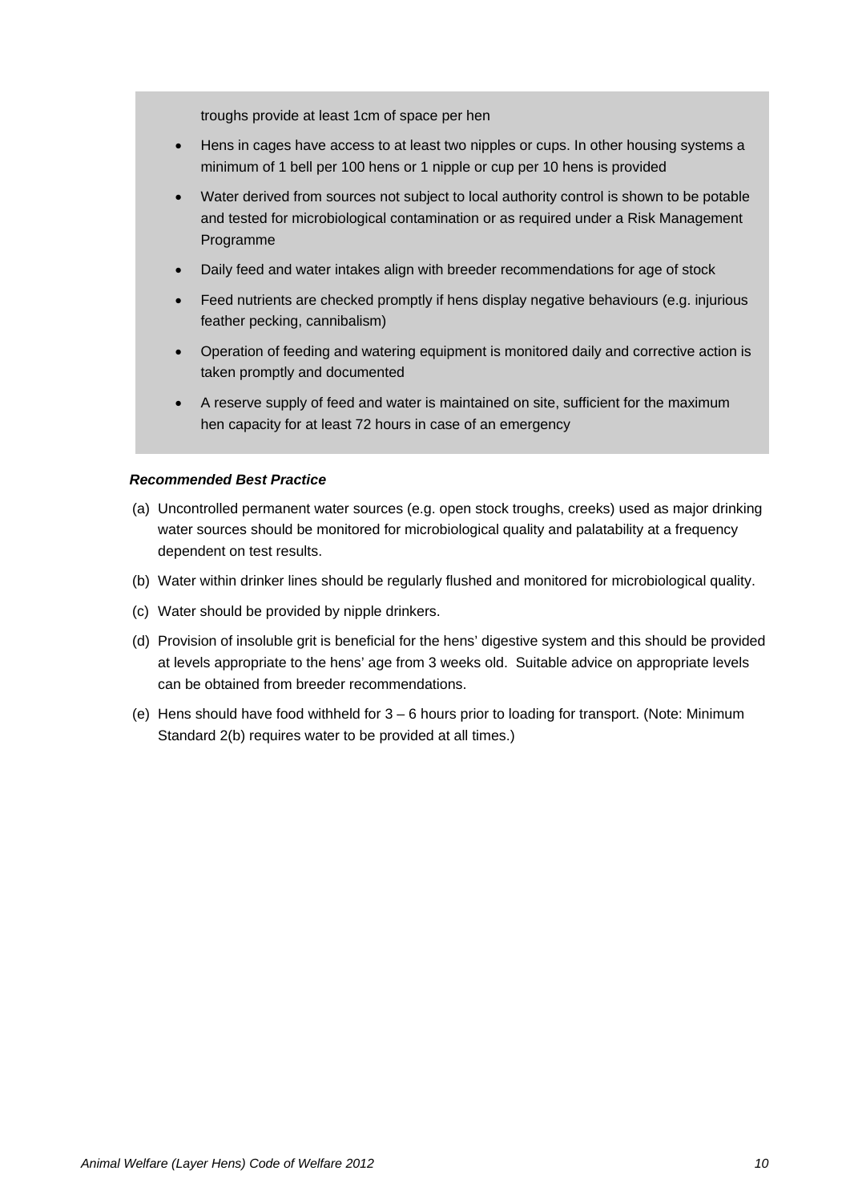troughs provide at least 1cm of space per hen

- Hens in cages have access to at least two nipples or cups. In other housing systems a minimum of 1 bell per 100 hens or 1 nipple or cup per 10 hens is provided
- Water derived from sources not subject to local authority control is shown to be potable and tested for microbiological contamination or as required under a Risk Management Programme
- Daily feed and water intakes align with breeder recommendations for age of stock
- Feed nutrients are checked promptly if hens display negative behaviours (e.g. injurious feather pecking, cannibalism)
- Operation of feeding and watering equipment is monitored daily and corrective action is taken promptly and documented
- A reserve supply of feed and water is maintained on site, sufficient for the maximum hen capacity for at least 72 hours in case of an emergency

***Recommended Best Practice***

(a) Uncontrolled permanent water sources (e.g. open stock troughs, creeks) used as major drinking water sources should be monitored for microbiological quality and palatability at a frequency dependent on test results.

(b) Water within drinker lines should be regularly flushed and monitored for microbiological quality.

(c) Water should be provided by nipple drinkers.

(d) Provision of insoluble grit is beneficial for the hens' digestive system and this should be provided at levels appropriate to the hens' age from 3 weeks old. Suitable advice on appropriate levels can be obtained from breeder recommendations.

(e) Hens should have food withheld for 3 – 6 hours prior to loading for transport. (Note: Minimum Standard 2(b) requires water to be provided at all times.)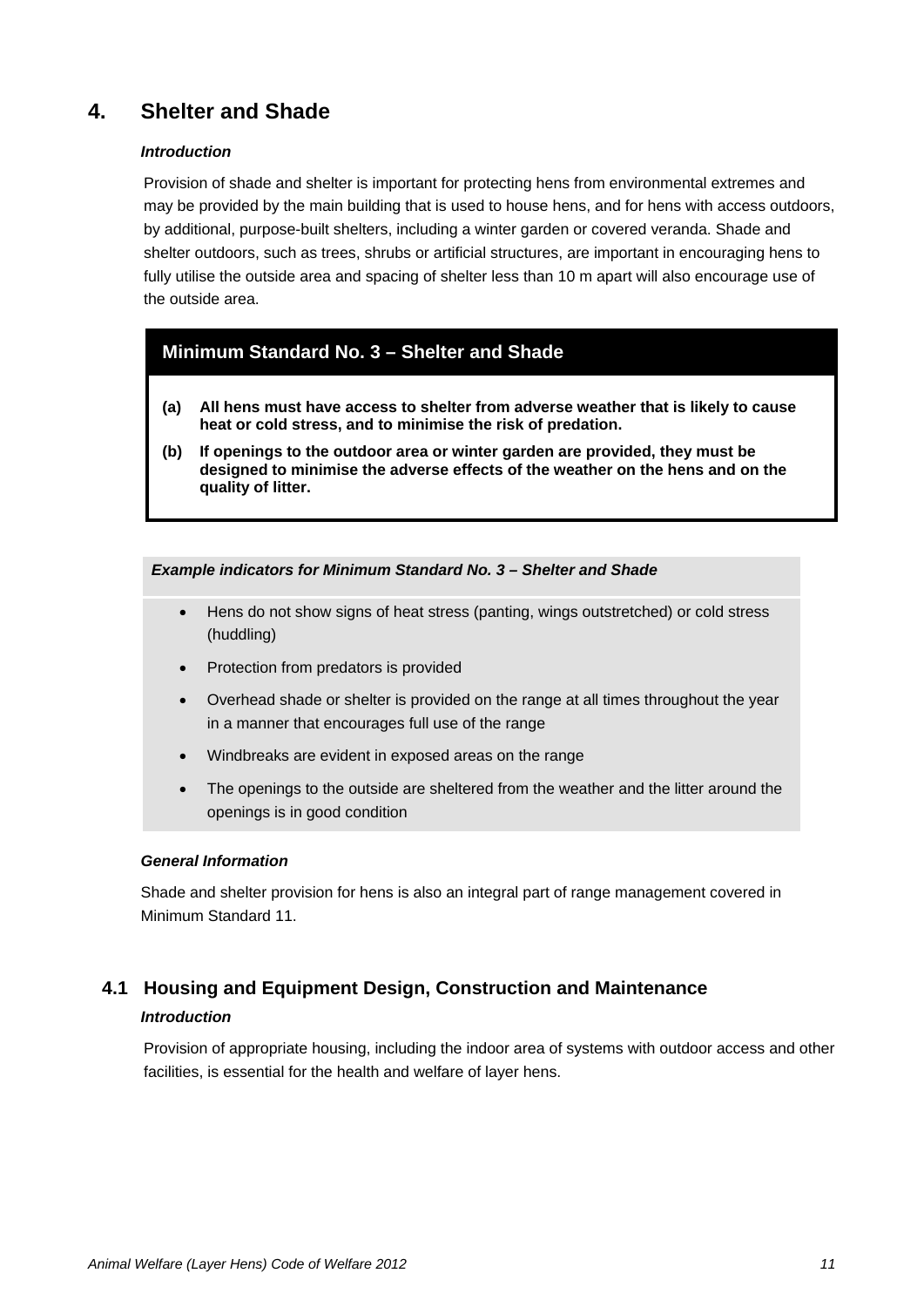# 4. Shelter and Shade

***Introduction***

Provision of shade and shelter is important for protecting hens from environmental extremes and may be provided by the main building that is used to house hens, and for hens with access outdoors, by additional, purpose-built shelters, including a winter garden or covered veranda. Shade and shelter outdoors, such as trees, shrubs or artificial structures, are important in encouraging hens to fully utilise the outside area and spacing of shelter less than 10 m apart will also encourage use of the outside area.

## Minimum Standard No. 3 – Shelter and Shade

**(a) All hens must have access to shelter from adverse weather that is likely to cause heat or cold stress, and to minimise the risk of predation.**

**(b) If openings to the outdoor area or winter garden are provided, they must be designed to minimise the adverse effects of the weather on the hens and on the quality of litter.**

***Example indicators for Minimum Standard No. 3 – Shelter and Shade***

- Hens do not show signs of heat stress (panting, wings outstretched) or cold stress (huddling)
- Protection from predators is provided
- Overhead shade or shelter is provided on the range at all times throughout the year in a manner that encourages full use of the range
- Windbreaks are evident in exposed areas on the range
- The openings to the outside are sheltered from the weather and the litter around the openings is in good condition

***General Information***

Shade and shelter provision for hens is also an integral part of range management covered in Minimum Standard 11.

## 4.1 Housing and Equipment Design, Construction and Maintenance

***Introduction***

Provision of appropriate housing, including the indoor area of systems with outdoor access and other facilities, is essential for the health and welfare of layer hens.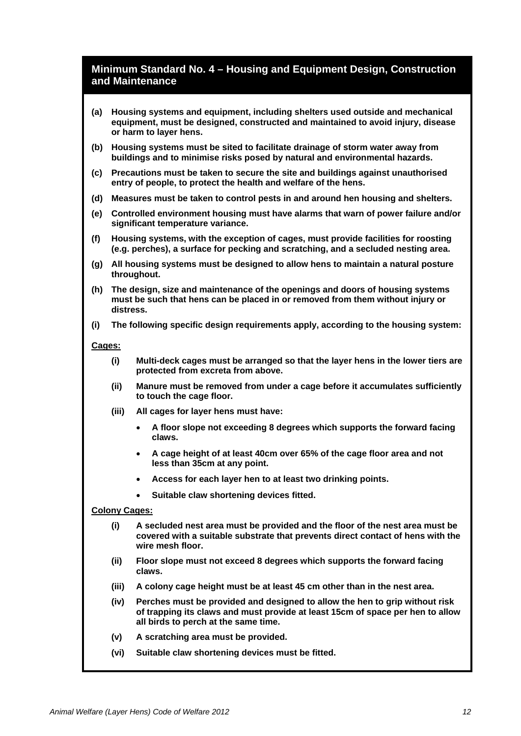## Minimum Standard No. 4 – Housing and Equipment Design, Construction and Maintenance

**(a) Housing systems and equipment, including shelters used outside and mechanical equipment, must be designed, constructed and maintained to avoid injury, disease or harm to layer hens.**

**(b) Housing systems must be sited to facilitate drainage of storm water away from buildings and to minimise risks posed by natural and environmental hazards.**

**(c) Precautions must be taken to secure the site and buildings against unauthorised entry of people, to protect the health and welfare of the hens.**

**(d) Measures must be taken to control pests in and around hen housing and shelters.**

**(e) Controlled environment housing must have alarms that warn of power failure and/or significant temperature variance.**

**(f) Housing systems, with the exception of cages, must provide facilities for roosting (e.g. perches), a surface for pecking and scratching, and a secluded nesting area.**

**(g) All housing systems must be designed to allow hens to maintain a natural posture throughout.**

**(h) The design, size and maintenance of the openings and doors of housing systems must be such that hens can be placed in or removed from them without injury or distress.**

**(i) The following specific design requirements apply, according to the housing system:**

**Cages:**

**(i) Multi-deck cages must be arranged so that the layer hens in the lower tiers are protected from excreta from above.**

**(ii) Manure must be removed from under a cage before it accumulates sufficiently to touch the cage floor.**

**(iii) All cages for layer hens must have:**

- **A floor slope not exceeding 8 degrees which supports the forward facing claws.**
- **A cage height of at least 40cm over 65% of the cage floor area and not less than 35cm at any point.**
- **Access for each layer hen to at least two drinking points.**
- **Suitable claw shortening devices fitted.**

**Colony Cages:**

**(i) A secluded nest area must be provided and the floor of the nest area must be covered with a suitable substrate that prevents direct contact of hens with the wire mesh floor.**

**(ii) Floor slope must not exceed 8 degrees which supports the forward facing claws.**

**(iii) A colony cage height must be at least 45 cm other than in the nest area.**

**(iv) Perches must be provided and designed to allow the hen to grip without risk of trapping its claws and must provide at least 15cm of space per hen to allow all birds to perch at the same time.**

**(v) A scratching area must be provided.**

**(vi) Suitable claw shortening devices must be fitted.**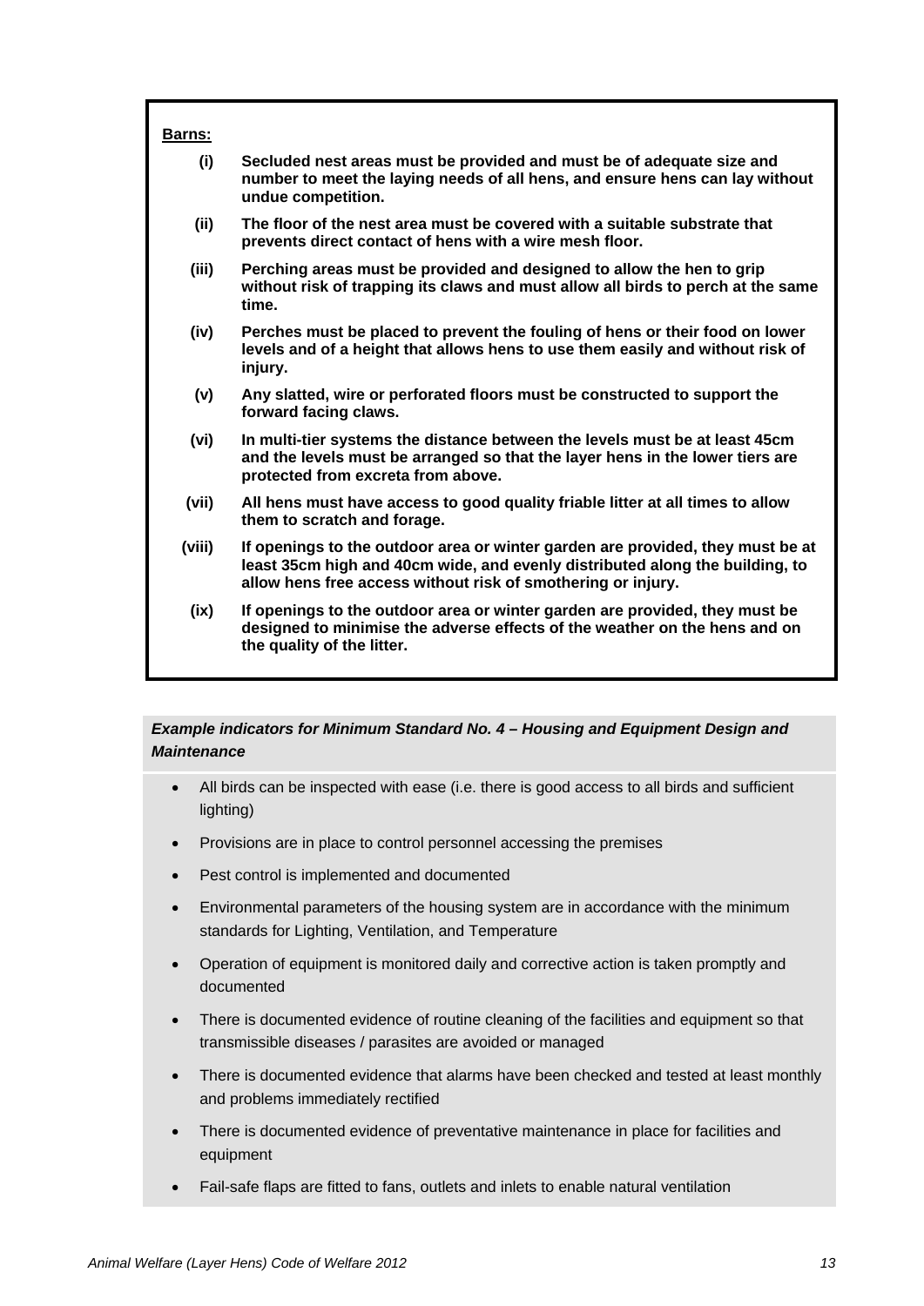**Barns:**

**(i)** **Secluded nest areas must be provided and must be of adequate size and number to meet the laying needs of all hens, and ensure hens can lay without undue competition.**

**(ii)** **The floor of the nest area must be covered with a suitable substrate that prevents direct contact of hens with a wire mesh floor.**

**(iii)** **Perching areas must be provided and designed to allow the hen to grip without risk of trapping its claws and must allow all birds to perch at the same time.**

**(iv)** **Perches must be placed to prevent the fouling of hens or their food on lower levels and of a height that allows hens to use them easily and without risk of injury.**

**(v)** **Any slatted, wire or perforated floors must be constructed to support the forward facing claws.**

**(vi)** **In multi-tier systems the distance between the levels must be at least 45cm and the levels must be arranged so that the layer hens in the lower tiers are protected from excreta from above.**

**(vii)** **All hens must have access to good quality friable litter at all times to allow them to scratch and forage.**

**(viii)** **If openings to the outdoor area or winter garden are provided, they must be at least 35cm high and 40cm wide, and evenly distributed along the building, to allow hens free access without risk of smothering or injury.**

**(ix)** **If openings to the outdoor area or winter garden are provided, they must be designed to minimise the adverse effects of the weather on the hens and on the quality of the litter.**

***Example indicators for Minimum Standard No. 4 – Housing and Equipment Design and Maintenance***

- All birds can be inspected with ease (i.e. there is good access to all birds and sufficient lighting)
- Provisions are in place to control personnel accessing the premises
- Pest control is implemented and documented
- Environmental parameters of the housing system are in accordance with the minimum standards for Lighting, Ventilation, and Temperature
- Operation of equipment is monitored daily and corrective action is taken promptly and documented
- There is documented evidence of routine cleaning of the facilities and equipment so that transmissible diseases / parasites are avoided or managed
- There is documented evidence that alarms have been checked and tested at least monthly and problems immediately rectified
- There is documented evidence of preventative maintenance in place for facilities and equipment
- Fail-safe flaps are fitted to fans, outlets and inlets to enable natural ventilation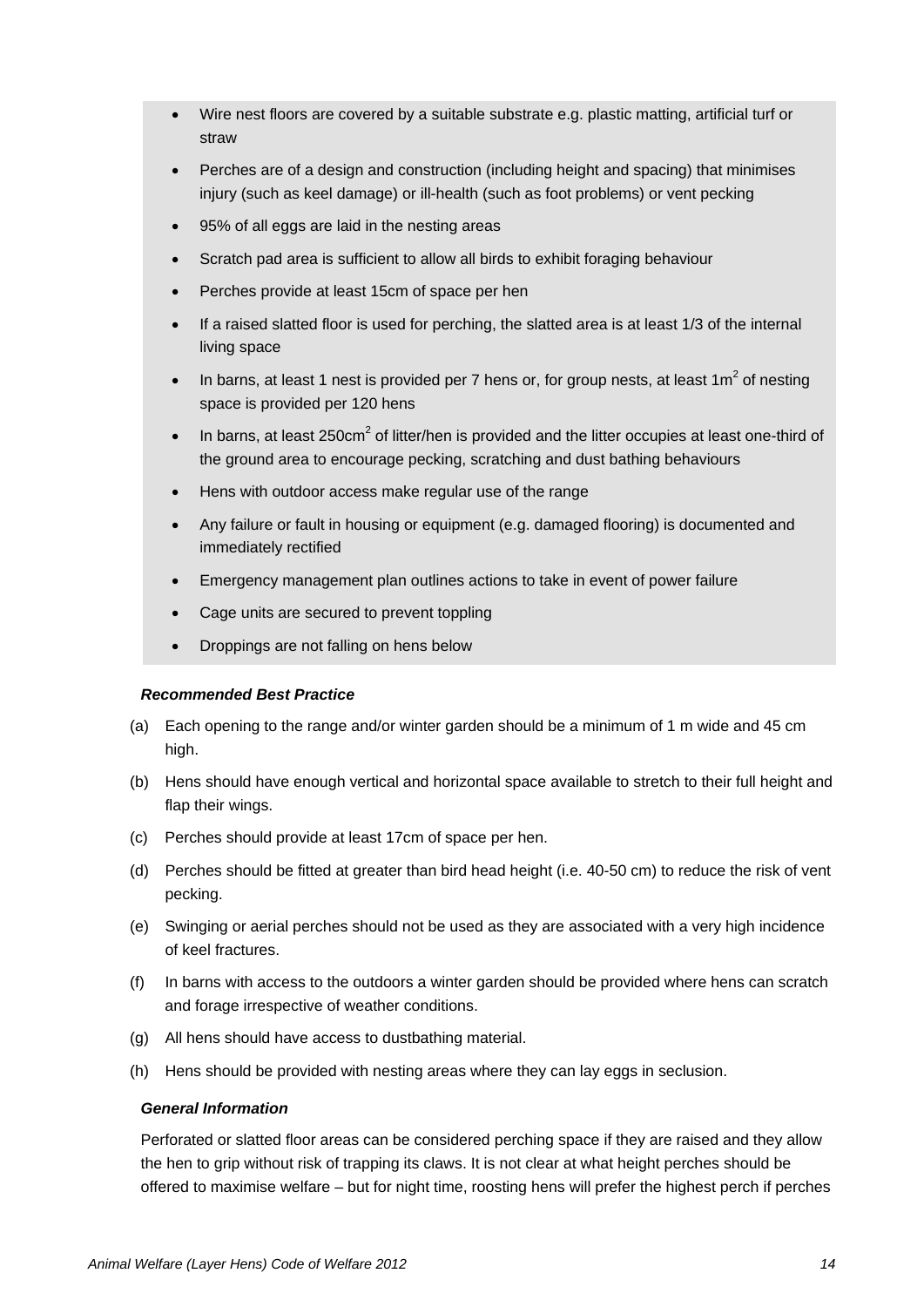- Wire nest floors are covered by a suitable substrate e.g. plastic matting, artificial turf or straw
- Perches are of a design and construction (including height and spacing) that minimises injury (such as keel damage) or ill-health (such as foot problems) or vent pecking
- 95% of all eggs are laid in the nesting areas
- Scratch pad area is sufficient to allow all birds to exhibit foraging behaviour
- Perches provide at least 15cm of space per hen
- If a raised slatted floor is used for perching, the slatted area is at least 1/3 of the internal living space
- In barns, at least 1 nest is provided per 7 hens or, for group nests, at least $1m^2$ of nesting space is provided per 120 hens
- In barns, at least $250cm^2$ of litter/hen is provided and the litter occupies at least one-third of the ground area to encourage pecking, scratching and dust bathing behaviours
- Hens with outdoor access make regular use of the range
- Any failure or fault in housing or equipment (e.g. damaged flooring) is documented and immediately rectified
- Emergency management plan outlines actions to take in event of power failure
- Cage units are secured to prevent toppling
- Droppings are not falling on hens below

***Recommended Best Practice***

(a) Each opening to the range and/or winter garden should be a minimum of 1 m wide and 45 cm high.

(b) Hens should have enough vertical and horizontal space available to stretch to their full height and flap their wings.

(c) Perches should provide at least 17cm of space per hen.

(d) Perches should be fitted at greater than bird head height (i.e. 40-50 cm) to reduce the risk of vent pecking.

(e) Swinging or aerial perches should not be used as they are associated with a very high incidence of keel fractures.

(f) In barns with access to the outdoors a winter garden should be provided where hens can scratch and forage irrespective of weather conditions.

(g) All hens should have access to dustbathing material.

(h) Hens should be provided with nesting areas where they can lay eggs in seclusion.

***General Information***

Perforated or slatted floor areas can be considered perching space if they are raised and they allow the hen to grip without risk of trapping its claws. It is not clear at what height perches should be offered to maximise welfare – but for night time, roosting hens will prefer the highest perch if perches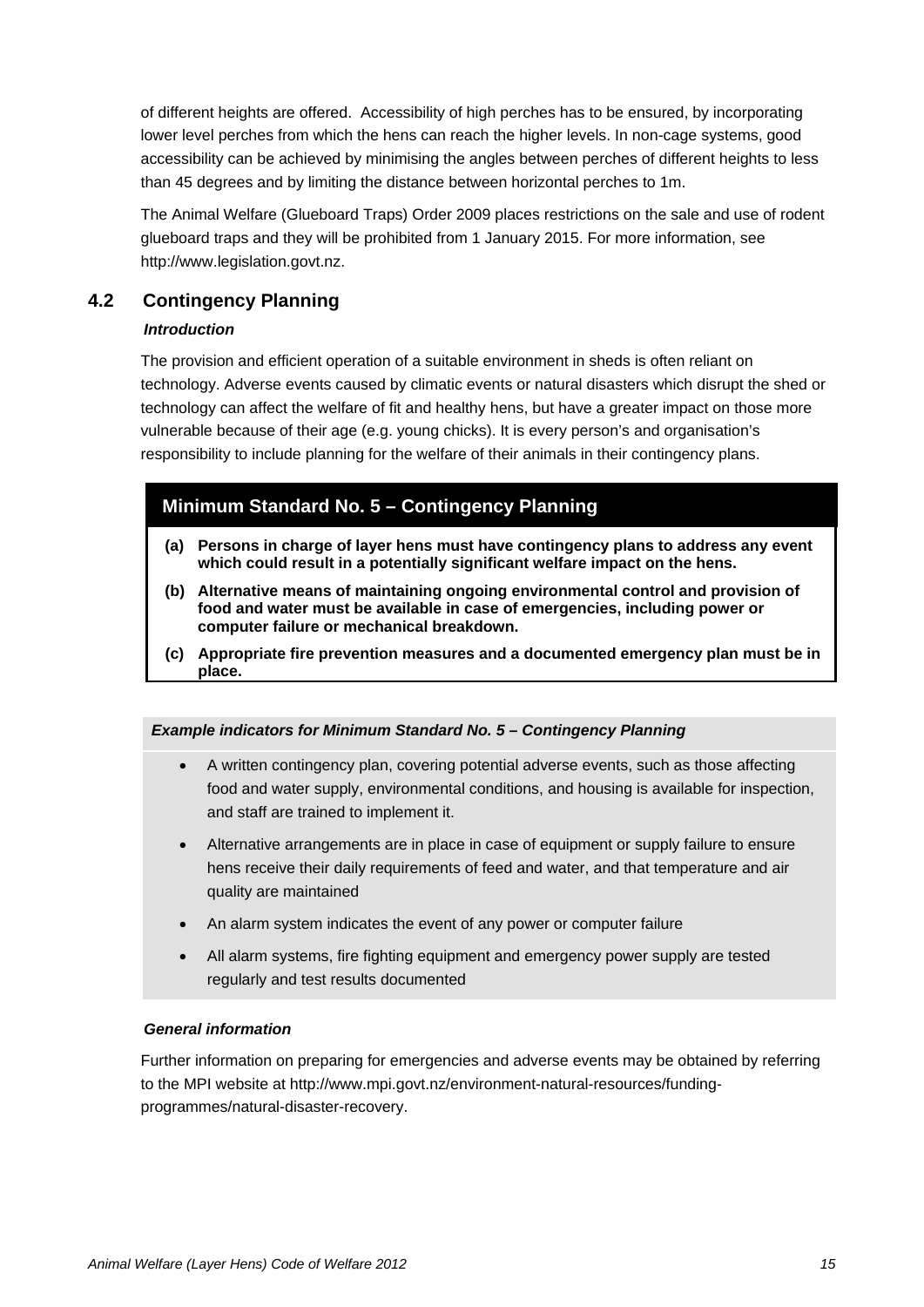of different heights are offered. Accessibility of high perches has to be ensured, by incorporating lower level perches from which the hens can reach the higher levels. In non-cage systems, good accessibility can be achieved by minimising the angles between perches of different heights to less than 45 degrees and by limiting the distance between horizontal perches to 1m.

The Animal Welfare (Glueboard Traps) Order 2009 places restrictions on the sale and use of rodent glueboard traps and they will be prohibited from 1 January 2015. For more information, see http://www.legislation.govt.nz.

## 4.2 Contingency Planning

***Introduction***

The provision and efficient operation of a suitable environment in sheds is often reliant on technology. Adverse events caused by climatic events or natural disasters which disrupt the shed or technology can affect the welfare of fit and healthy hens, but have a greater impact on those more vulnerable because of their age (e.g. young chicks). It is every person's and organisation's responsibility to include planning for the welfare of their animals in their contingency plans.

### Minimum Standard No. 5 – Contingency Planning

**(a) Persons in charge of layer hens must have contingency plans to address any event which could result in a potentially significant welfare impact on the hens.**

**(b) Alternative means of maintaining ongoing environmental control and provision of food and water must be available in case of emergencies, including power or computer failure or mechanical breakdown.**

**(c) Appropriate fire prevention measures and a documented emergency plan must be in place.**

***Example indicators for Minimum Standard No. 5 – Contingency Planning***

- A written contingency plan, covering potential adverse events, such as those affecting food and water supply, environmental conditions, and housing is available for inspection, and staff are trained to implement it.
- Alternative arrangements are in place in case of equipment or supply failure to ensure hens receive their daily requirements of feed and water, and that temperature and air quality are maintained
- An alarm system indicates the event of any power or computer failure
- All alarm systems, fire fighting equipment and emergency power supply are tested regularly and test results documented

***General information***

Further information on preparing for emergencies and adverse events may be obtained by referring to the MPI website at http://www.mpi.govt.nz/environment-natural-resources/funding-programmes/natural-disaster-recovery.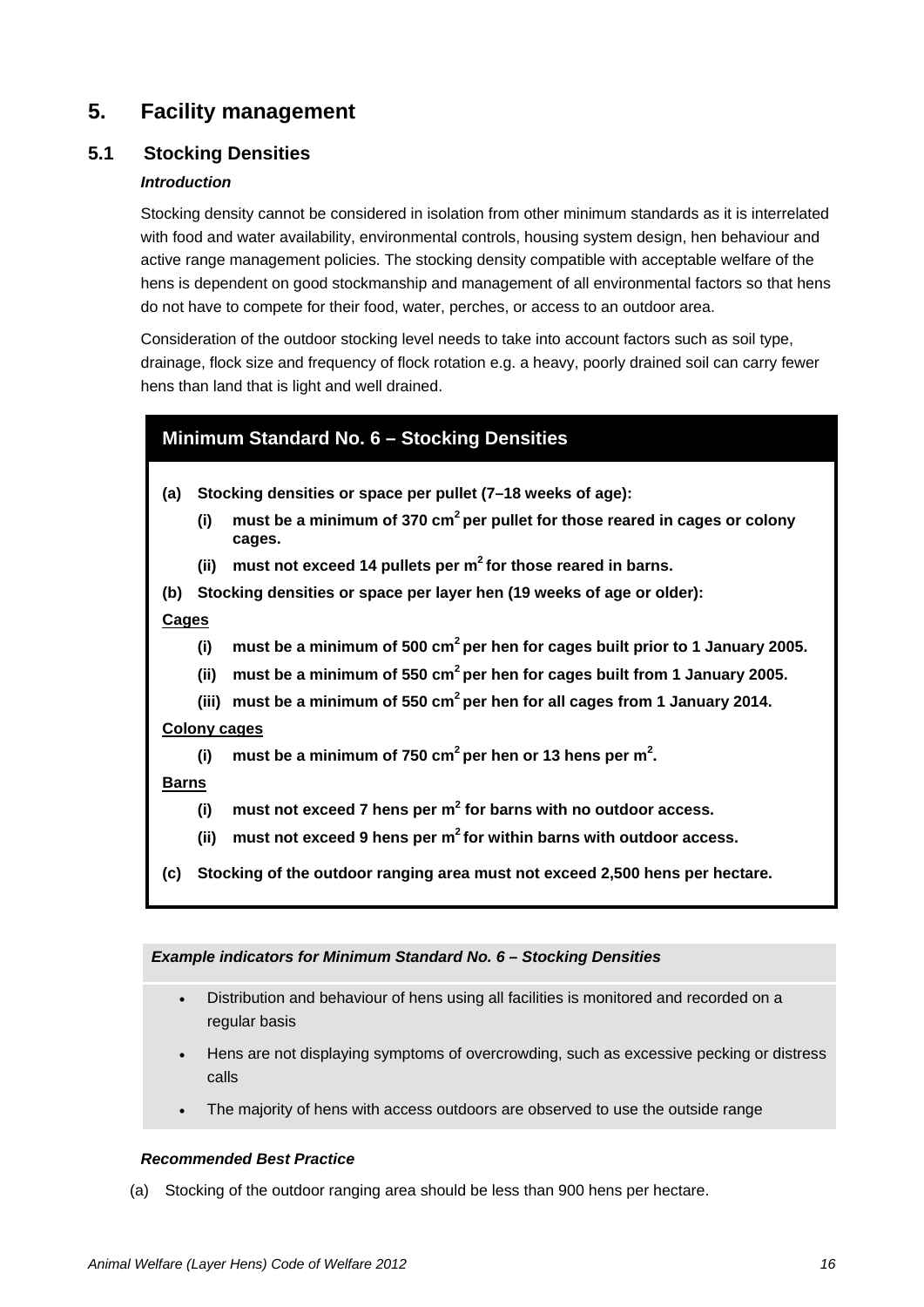# 5. Facility management

## 5.1 Stocking Densities

***Introduction***

Stocking density cannot be considered in isolation from other minimum standards as it is interrelated with food and water availability, environmental controls, housing system design, hen behaviour and active range management policies. The stocking density compatible with acceptable welfare of the hens is dependent on good stockmanship and management of all environmental factors so that hens do not have to compete for their food, water, perches, or access to an outdoor area.

Consideration of the outdoor stocking level needs to take into account factors such as soil type, drainage, flock size and frequency of flock rotation e.g. a heavy, poorly drained soil can carry fewer hens than land that is light and well drained.

### Minimum Standard No. 6 – Stocking Densities

**(a) Stocking densities or space per pullet (7–18 weeks of age):**

- **(i) must be a minimum of 370 $cm^2$ per pullet for those reared in cages or colony cages.**
- **(ii) must not exceed 14 pullets per $m^2$ for those reared in barns.**

**(b) Stocking densities or space per layer hen (19 weeks of age or older):**

**Cages**

- **(i) must be a minimum of 500 $cm^2$ per hen for cages built prior to 1 January 2005.**
- **(ii) must be a minimum of 550 $cm^2$ per hen for cages built from 1 January 2005.**
- **(iii) must be a minimum of 550 $cm^2$ per hen for all cages from 1 January 2014.**

**Colony cages**

- **(i) must be a minimum of 750 $cm^2$ per hen or 13 hens per $m^2$.**

**Barns**

- **(i) must not exceed 7 hens per $m^2$ for barns with no outdoor access.**
- **(ii) must not exceed 9 hens per $m^2$ for within barns with outdoor access.**

**(c) Stocking of the outdoor ranging area must not exceed 2,500 hens per hectare.**

***Example indicators for Minimum Standard No. 6 – Stocking Densities***

- Distribution and behaviour of hens using all facilities is monitored and recorded on a regular basis
- Hens are not displaying symptoms of overcrowding, such as excessive pecking or distress calls
- The majority of hens with access outdoors are observed to use the outside range

***Recommended Best Practice***

(a) Stocking of the outdoor ranging area should be less than 900 hens per hectare.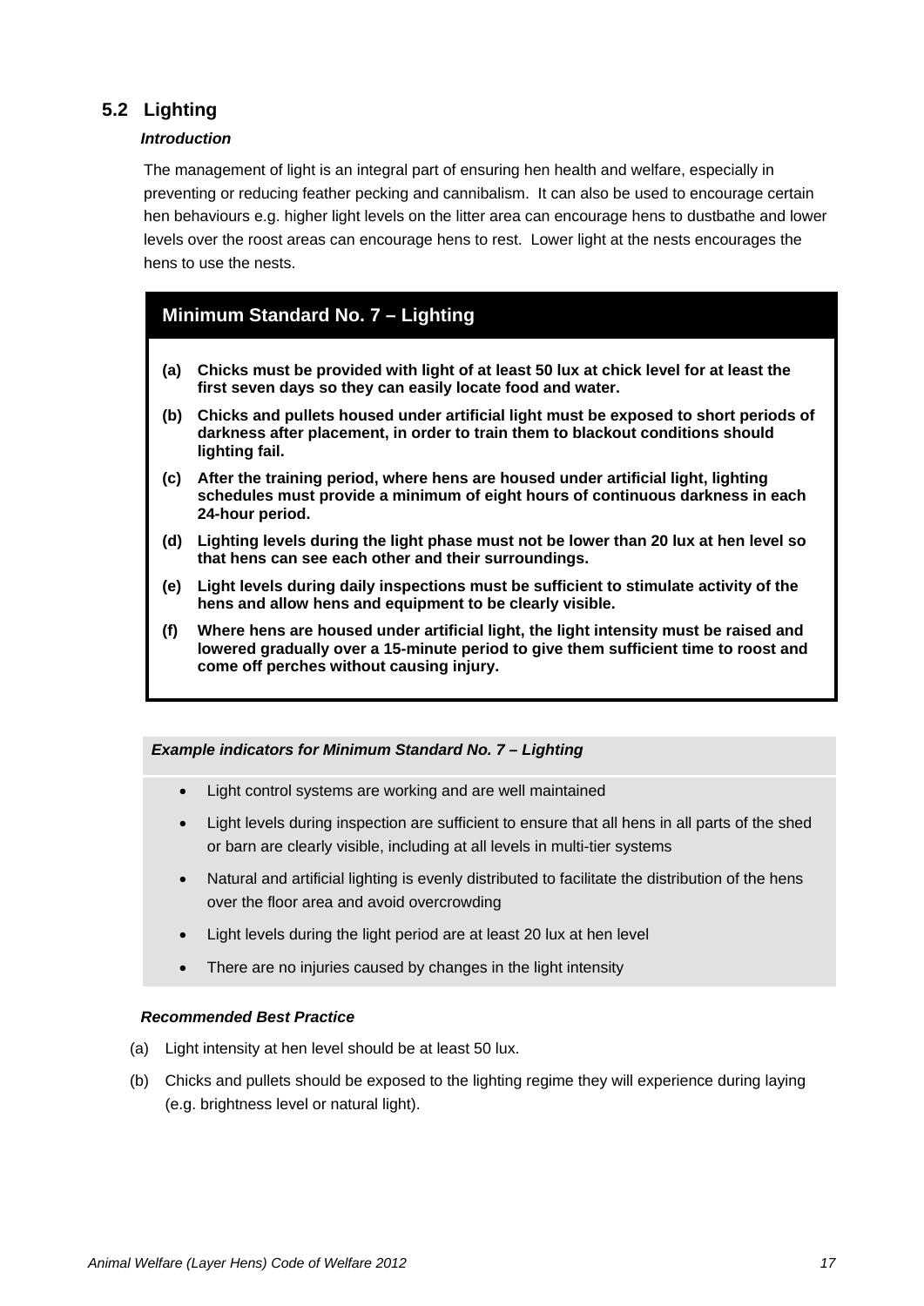## 5.2 Lighting

***Introduction***

The management of light is an integral part of ensuring hen health and welfare, especially in preventing or reducing feather pecking and cannibalism. It can also be used to encourage certain hen behaviours e.g. higher light levels on the litter area can encourage hens to dustbathe and lower levels over the roost areas can encourage hens to rest. Lower light at the nests encourages the hens to use the nests.

### Minimum Standard No. 7 – Lighting

**(a) Chicks must be provided with light of at least 50 lux at chick level for at least the first seven days so they can easily locate food and water.**

**(b) Chicks and pullets housed under artificial light must be exposed to short periods of darkness after placement, in order to train them to blackout conditions should lighting fail.**

**(c) After the training period, where hens are housed under artificial light, lighting schedules must provide a minimum of eight hours of continuous darkness in each 24-hour period.**

**(d) Lighting levels during the light phase must not be lower than 20 lux at hen level so that hens can see each other and their surroundings.**

**(e) Light levels during daily inspections must be sufficient to stimulate activity of the hens and allow hens and equipment to be clearly visible.**

**(f) Where hens are housed under artificial light, the light intensity must be raised and lowered gradually over a 15-minute period to give them sufficient time to roost and come off perches without causing injury.**

***Example indicators for Minimum Standard No. 7 – Lighting***

- Light control systems are working and are well maintained
- Light levels during inspection are sufficient to ensure that all hens in all parts of the shed or barn are clearly visible, including at all levels in multi-tier systems
- Natural and artificial lighting is evenly distributed to facilitate the distribution of the hens over the floor area and avoid overcrowding
- Light levels during the light period are at least 20 lux at hen level
- There are no injuries caused by changes in the light intensity

***Recommended Best Practice***

(a) Light intensity at hen level should be at least 50 lux.

(b) Chicks and pullets should be exposed to the lighting regime they will experience during laying (e.g. brightness level or natural light).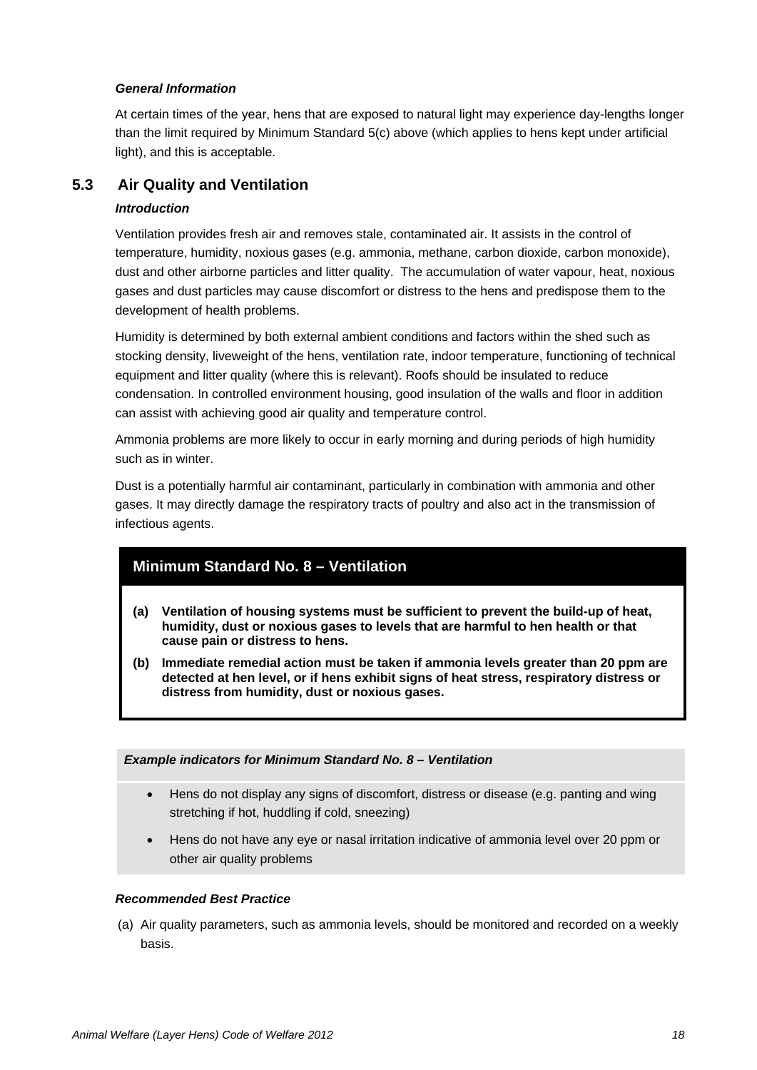*General Information*

At certain times of the year, hens that are exposed to natural light may experience day-lengths longer than the limit required by Minimum Standard 5(c) above (which applies to hens kept under artificial light), and this is acceptable.

## 5.3 Air Quality and Ventilation

*Introduction*

Ventilation provides fresh air and removes stale, contaminated air. It assists in the control of temperature, humidity, noxious gases (e.g. ammonia, methane, carbon dioxide, carbon monoxide), dust and other airborne particles and litter quality. The accumulation of water vapour, heat, noxious gases and dust particles may cause discomfort or distress to the hens and predispose them to the development of health problems.

Humidity is determined by both external ambient conditions and factors within the shed such as stocking density, liveweight of the hens, ventilation rate, indoor temperature, functioning of technical equipment and litter quality (where this is relevant). Roofs should be insulated to reduce condensation. In controlled environment housing, good insulation of the walls and floor in addition can assist with achieving good air quality and temperature control.

Ammonia problems are more likely to occur in early morning and during periods of high humidity such as in winter.

Dust is a potentially harmful air contaminant, particularly in combination with ammonia and other gases. It may directly damage the respiratory tracts of poultry and also act in the transmission of infectious agents.

### Minimum Standard No. 8 – Ventilation

**(a) Ventilation of housing systems must be sufficient to prevent the build-up of heat, humidity, dust or noxious gases to levels that are harmful to hen health or that cause pain or distress to hens.**

**(b) Immediate remedial action must be taken if ammonia levels greater than 20 ppm are detected at hen level, or if hens exhibit signs of heat stress, respiratory distress or distress from humidity, dust or noxious gases.**

***Example indicators for Minimum Standard No. 8 – Ventilation***

- Hens do not display any signs of discomfort, distress or disease (e.g. panting and wing stretching if hot, huddling if cold, sneezing)
- Hens do not have any eye or nasal irritation indicative of ammonia level over 20 ppm or other air quality problems

*Recommended Best Practice*

(a) Air quality parameters, such as ammonia levels, should be monitored and recorded on a weekly basis.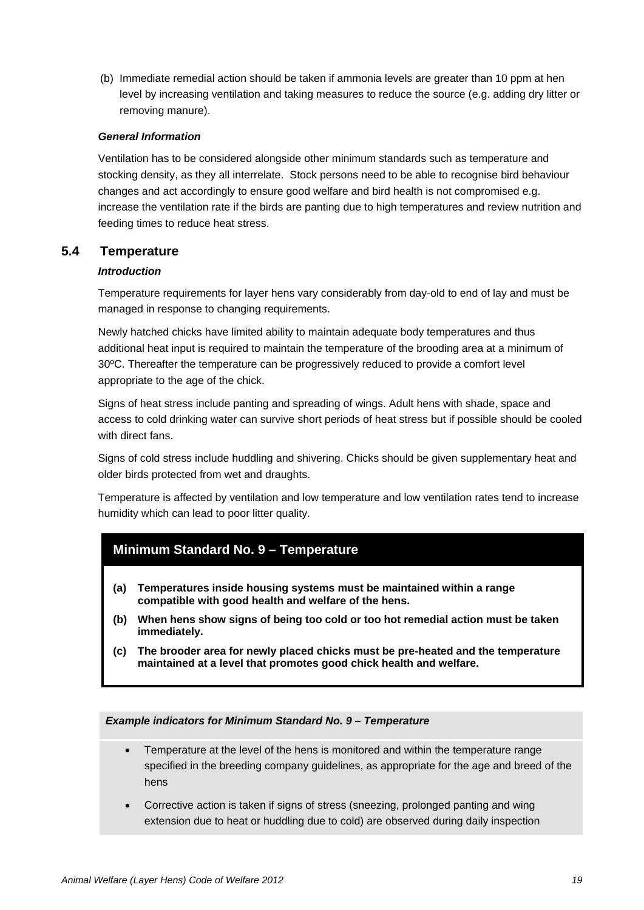(b) Immediate remedial action should be taken if ammonia levels are greater than 10 ppm at hen level by increasing ventilation and taking measures to reduce the source (e.g. adding dry litter or removing manure).

***General Information***

Ventilation has to be considered alongside other minimum standards such as temperature and stocking density, as they all interrelate. Stock persons need to be able to recognise bird behaviour changes and act accordingly to ensure good welfare and bird health is not compromised e.g. increase the ventilation rate if the birds are panting due to high temperatures and review nutrition and feeding times to reduce heat stress.

## 5.4 Temperature

***Introduction***

Temperature requirements for layer hens vary considerably from day-old to end of lay and must be managed in response to changing requirements.

Newly hatched chicks have limited ability to maintain adequate body temperatures and thus additional heat input is required to maintain the temperature of the brooding area at a minimum of 30ºC. Thereafter the temperature can be progressively reduced to provide a comfort level appropriate to the age of the chick.

Signs of heat stress include panting and spreading of wings. Adult hens with shade, space and access to cold drinking water can survive short periods of heat stress but if possible should be cooled with direct fans.

Signs of cold stress include huddling and shivering. Chicks should be given supplementary heat and older birds protected from wet and draughts.

Temperature is affected by ventilation and low temperature and low ventilation rates tend to increase humidity which can lead to poor litter quality.

### Minimum Standard No. 9 – Temperature

**(a) Temperatures inside housing systems must be maintained within a range compatible with good health and welfare of the hens.**

**(b) When hens show signs of being too cold or too hot remedial action must be taken immediately.**

**(c) The brooder area for newly placed chicks must be pre-heated and the temperature maintained at a level that promotes good chick health and welfare.**

***Example indicators for Minimum Standard No. 9 – Temperature***

- Temperature at the level of the hens is monitored and within the temperature range specified in the breeding company guidelines, as appropriate for the age and breed of the hens
- Corrective action is taken if signs of stress (sneezing, prolonged panting and wing extension due to heat or huddling due to cold) are observed during daily inspection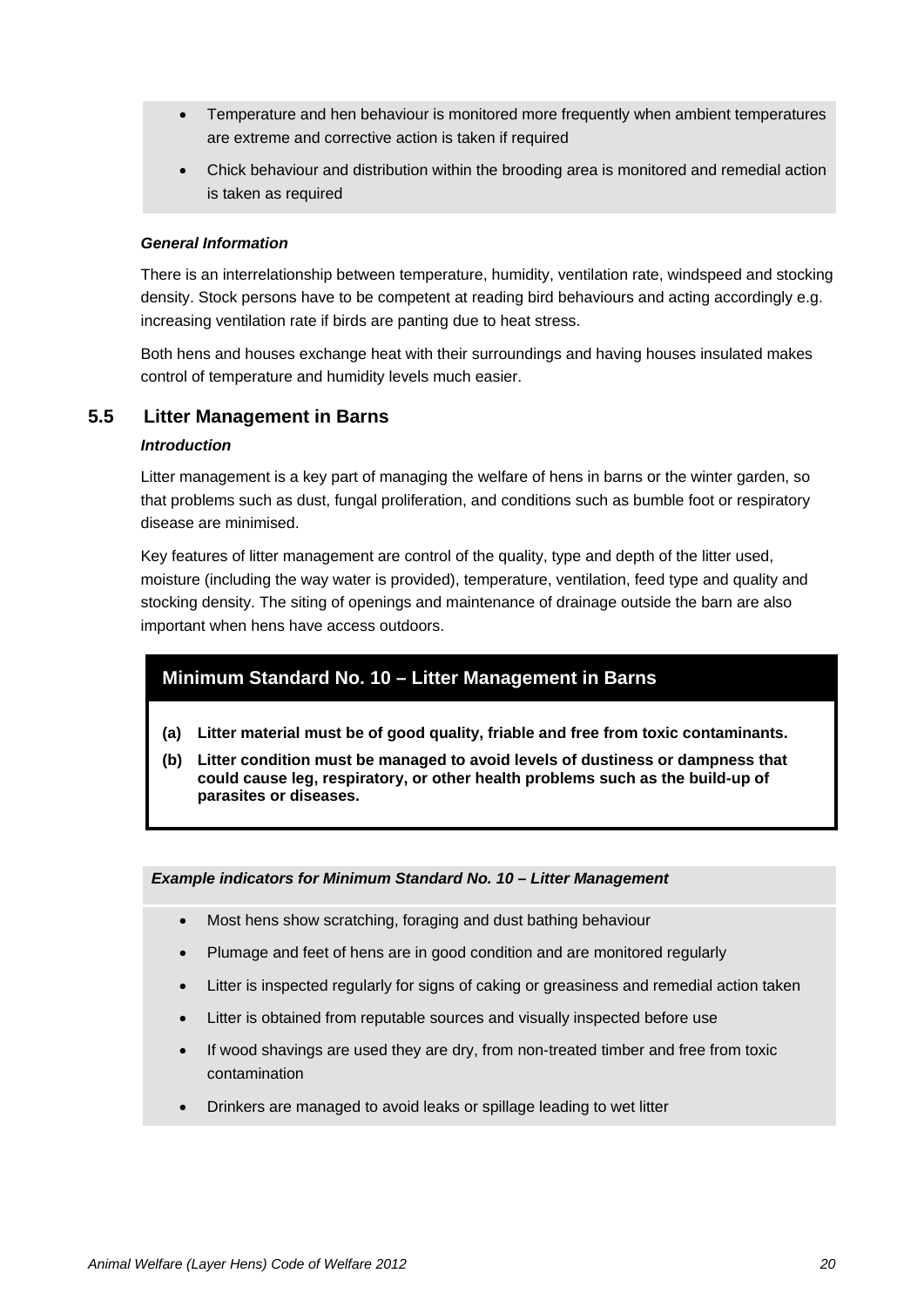- Temperature and hen behaviour is monitored more frequently when ambient temperatures are extreme and corrective action is taken if required
- Chick behaviour and distribution within the brooding area is monitored and remedial action is taken as required

***General Information***

There is an interrelationship between temperature, humidity, ventilation rate, windspeed and stocking density. Stock persons have to be competent at reading bird behaviours and acting accordingly e.g. increasing ventilation rate if birds are panting due to heat stress.

Both hens and houses exchange heat with their surroundings and having houses insulated makes control of temperature and humidity levels much easier.

## 5.5 Litter Management in Barns

***Introduction***

Litter management is a key part of managing the welfare of hens in barns or the winter garden, so that problems such as dust, fungal proliferation, and conditions such as bumble foot or respiratory disease are minimised.

Key features of litter management are control of the quality, type and depth of the litter used, moisture (including the way water is provided), temperature, ventilation, feed type and quality and stocking density. The siting of openings and maintenance of drainage outside the barn are also important when hens have access outdoors.

### Minimum Standard No. 10 – Litter Management in Barns

**(a) Litter material must be of good quality, friable and free from toxic contaminants.**

**(b) Litter condition must be managed to avoid levels of dustiness or dampness that could cause leg, respiratory, or other health problems such as the build-up of parasites or diseases.**

***Example indicators for Minimum Standard No. 10 – Litter Management***

- Most hens show scratching, foraging and dust bathing behaviour
- Plumage and feet of hens are in good condition and are monitored regularly
- Litter is inspected regularly for signs of caking or greasiness and remedial action taken
- Litter is obtained from reputable sources and visually inspected before use
- If wood shavings are used they are dry, from non-treated timber and free from toxic contamination
- Drinkers are managed to avoid leaks or spillage leading to wet litter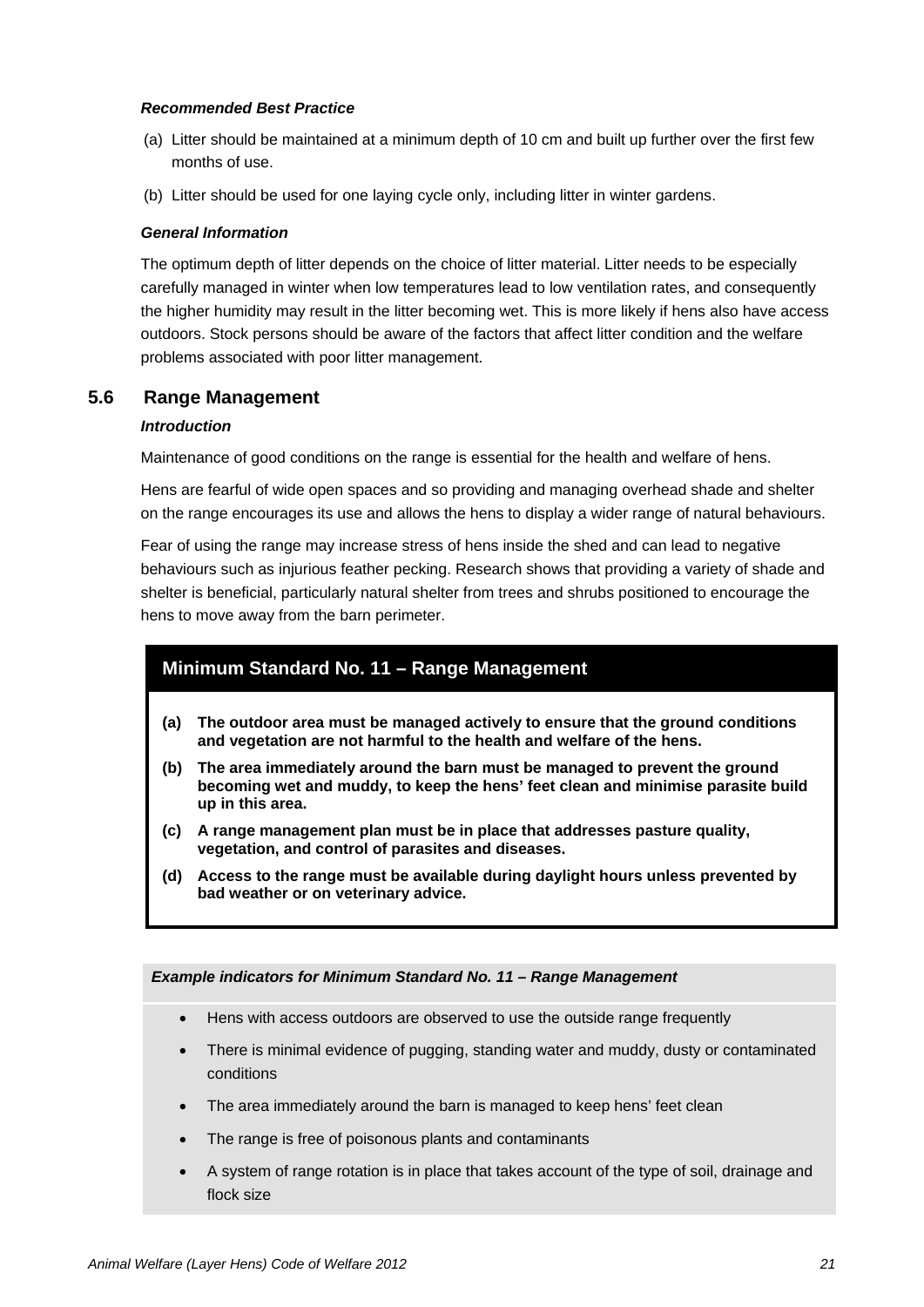***Recommended Best Practice***

(a) Litter should be maintained at a minimum depth of 10 cm and built up further over the first few months of use.

(b) Litter should be used for one laying cycle only, including litter in winter gardens.

***General Information***

The optimum depth of litter depends on the choice of litter material. Litter needs to be especially carefully managed in winter when low temperatures lead to low ventilation rates, and consequently the higher humidity may result in the litter becoming wet. This is more likely if hens also have access outdoors. Stock persons should be aware of the factors that affect litter condition and the welfare problems associated with poor litter management.

## 5.6 Range Management

***Introduction***

Maintenance of good conditions on the range is essential for the health and welfare of hens.

Hens are fearful of wide open spaces and so providing and managing overhead shade and shelter on the range encourages its use and allows the hens to display a wider range of natural behaviours.

Fear of using the range may increase stress of hens inside the shed and can lead to negative behaviours such as injurious feather pecking. Research shows that providing a variety of shade and shelter is beneficial, particularly natural shelter from trees and shrubs positioned to encourage the hens to move away from the barn perimeter.

### Minimum Standard No. 11 – Range Management

**(a) The outdoor area must be managed actively to ensure that the ground conditions and vegetation are not harmful to the health and welfare of the hens.**

**(b) The area immediately around the barn must be managed to prevent the ground becoming wet and muddy, to keep the hens' feet clean and minimise parasite build up in this area.**

**(c) A range management plan must be in place that addresses pasture quality, vegetation, and control of parasites and diseases.**

**(d) Access to the range must be available during daylight hours unless prevented by bad weather or on veterinary advice.**

***Example indicators for Minimum Standard No. 11 – Range Management***

- Hens with access outdoors are observed to use the outside range frequently
- There is minimal evidence of pugging, standing water and muddy, dusty or contaminated conditions
- The area immediately around the barn is managed to keep hens' feet clean
- The range is free of poisonous plants and contaminants
- A system of range rotation is in place that takes account of the type of soil, drainage and flock size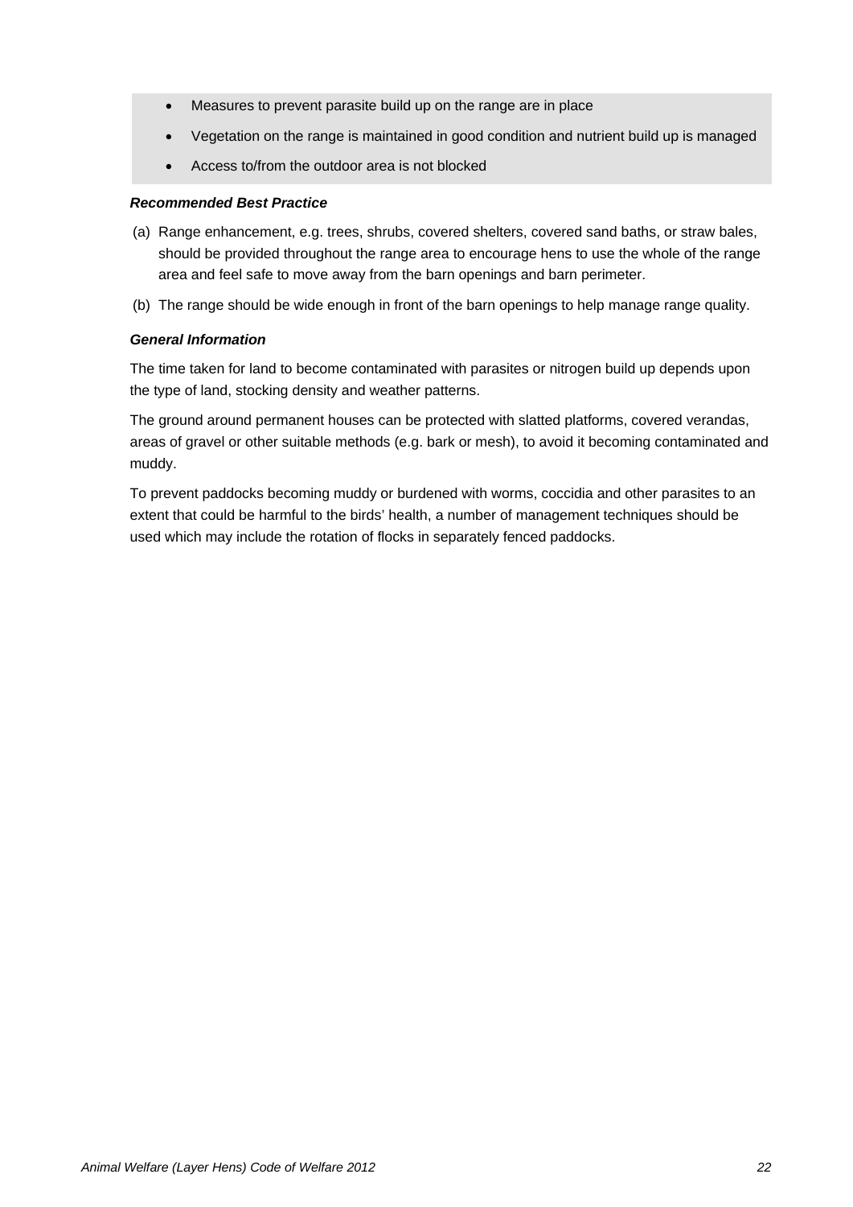- Measures to prevent parasite build up on the range are in place
- Vegetation on the range is maintained in good condition and nutrient build up is managed
- Access to/from the outdoor area is not blocked

***Recommended Best Practice***

(a) Range enhancement, e.g. trees, shrubs, covered shelters, covered sand baths, or straw bales, should be provided throughout the range area to encourage hens to use the whole of the range area and feel safe to move away from the barn openings and barn perimeter.

(b) The range should be wide enough in front of the barn openings to help manage range quality.

***General Information***

The time taken for land to become contaminated with parasites or nitrogen build up depends upon the type of land, stocking density and weather patterns.

The ground around permanent houses can be protected with slatted platforms, covered verandas, areas of gravel or other suitable methods (e.g. bark or mesh), to avoid it becoming contaminated and muddy.

To prevent paddocks becoming muddy or burdened with worms, coccidia and other parasites to an extent that could be harmful to the birds' health, a number of management techniques should be used which may include the rotation of flocks in separately fenced paddocks.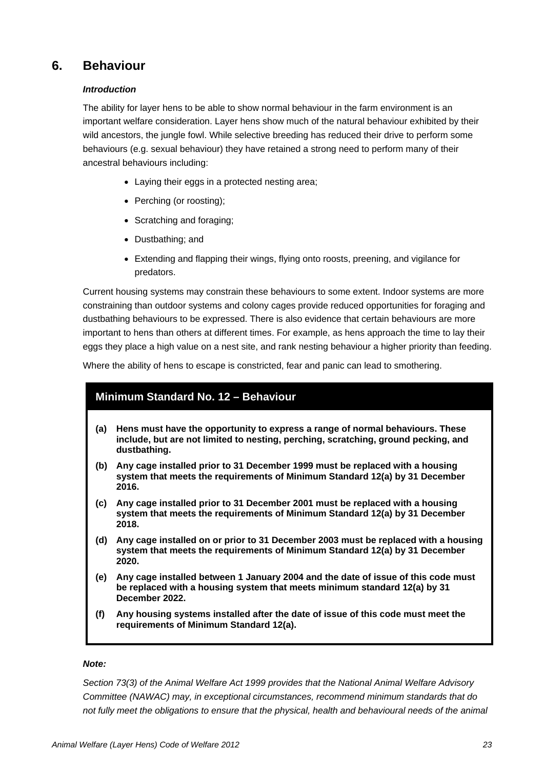## 6. Behaviour

***Introduction***

The ability for layer hens to be able to show normal behaviour in the farm environment is an important welfare consideration. Layer hens show much of the natural behaviour exhibited by their wild ancestors, the jungle fowl. While selective breeding has reduced their drive to perform some behaviours (e.g. sexual behaviour) they have retained a strong need to perform many of their ancestral behaviours including:

- Laying their eggs in a protected nesting area;
- Perching (or roosting);
- Scratching and foraging;
- Dustbathing; and
- Extending and flapping their wings, flying onto roosts, preening, and vigilance for predators.

Current housing systems may constrain these behaviours to some extent. Indoor systems are more constraining than outdoor systems and colony cages provide reduced opportunities for foraging and dustbathing behaviours to be expressed. There is also evidence that certain behaviours are more important to hens than others at different times. For example, as hens approach the time to lay their eggs they place a high value on a nest site, and rank nesting behaviour a higher priority than feeding.

Where the ability of hens to escape is constricted, fear and panic can lead to smothering.

### Minimum Standard No. 12 – Behaviour

**(a) Hens must have the opportunity to express a range of normal behaviours. These include, but are not limited to nesting, perching, scratching, ground pecking, and dustbathing.**

**(b) Any cage installed prior to 31 December 1999 must be replaced with a housing system that meets the requirements of Minimum Standard 12(a) by 31 December 2016.**

**(c) Any cage installed prior to 31 December 2001 must be replaced with a housing system that meets the requirements of Minimum Standard 12(a) by 31 December 2018.**

**(d) Any cage installed on or prior to 31 December 2003 must be replaced with a housing system that meets the requirements of Minimum Standard 12(a) by 31 December 2020.**

**(e) Any cage installed between 1 January 2004 and the date of issue of this code must be replaced with a housing system that meets minimum standard 12(a) by 31 December 2022.**

**(f) Any housing systems installed after the date of issue of this code must meet the requirements of Minimum Standard 12(a).**

***Note:***

*Section 73(3) of the Animal Welfare Act 1999 provides that the National Animal Welfare Advisory Committee (NAWAC) may, in exceptional circumstances, recommend minimum standards that do not fully meet the obligations to ensure that the physical, health and behavioural needs of the animal*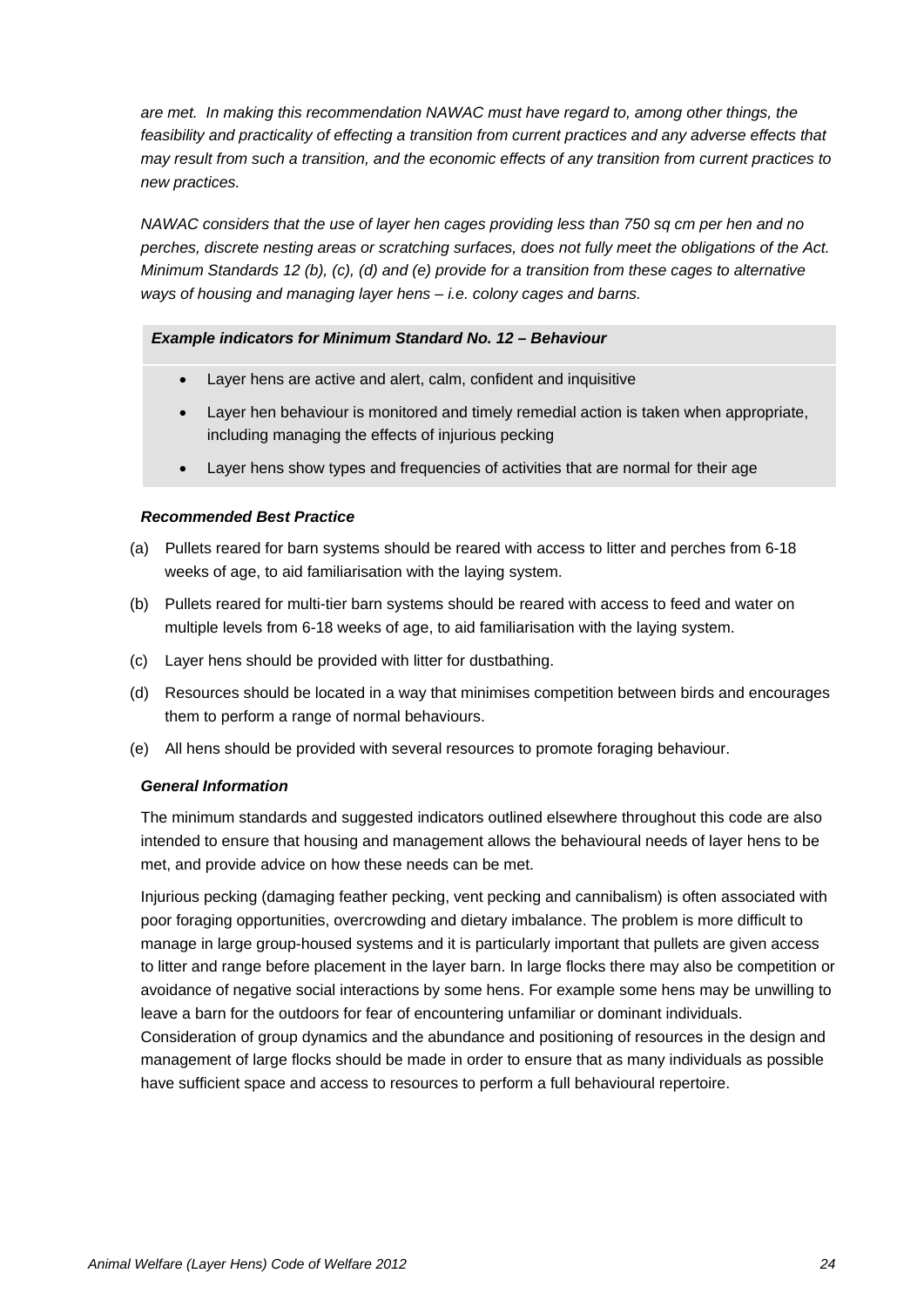*are met. In making this recommendation NAWAC must have regard to, among other things, the feasibility and practicality of effecting a transition from current practices and any adverse effects that may result from such a transition, and the economic effects of any transition from current practices to new practices.*

*NAWAC considers that the use of layer hen cages providing less than 750 sq cm per hen and no perches, discrete nesting areas or scratching surfaces, does not fully meet the obligations of the Act. Minimum Standards 12 (b), (c), (d) and (e) provide for a transition from these cages to alternative ways of housing and managing layer hens – i.e. colony cages and barns.*

***Example indicators for Minimum Standard No. 12 – Behaviour***

- Layer hens are active and alert, calm, confident and inquisitive
- Layer hen behaviour is monitored and timely remedial action is taken when appropriate, including managing the effects of injurious pecking
- Layer hens show types and frequencies of activities that are normal for their age

***Recommended Best Practice***

(a) Pullets reared for barn systems should be reared with access to litter and perches from 6-18 weeks of age, to aid familiarisation with the laying system.

(b) Pullets reared for multi-tier barn systems should be reared with access to feed and water on multiple levels from 6-18 weeks of age, to aid familiarisation with the laying system.

(c) Layer hens should be provided with litter for dustbathing.

(d) Resources should be located in a way that minimises competition between birds and encourages them to perform a range of normal behaviours.

(e) All hens should be provided with several resources to promote foraging behaviour.

***General Information***

The minimum standards and suggested indicators outlined elsewhere throughout this code are also intended to ensure that housing and management allows the behavioural needs of layer hens to be met, and provide advice on how these needs can be met.

Injurious pecking (damaging feather pecking, vent pecking and cannibalism) is often associated with poor foraging opportunities, overcrowding and dietary imbalance. The problem is more difficult to manage in large group-housed systems and it is particularly important that pullets are given access to litter and range before placement in the layer barn. In large flocks there may also be competition or avoidance of negative social interactions by some hens. For example some hens may be unwilling to leave a barn for the outdoors for fear of encountering unfamiliar or dominant individuals. Consideration of group dynamics and the abundance and positioning of resources in the design and management of large flocks should be made in order to ensure that as many individuals as possible have sufficient space and access to resources to perform a full behavioural repertoire.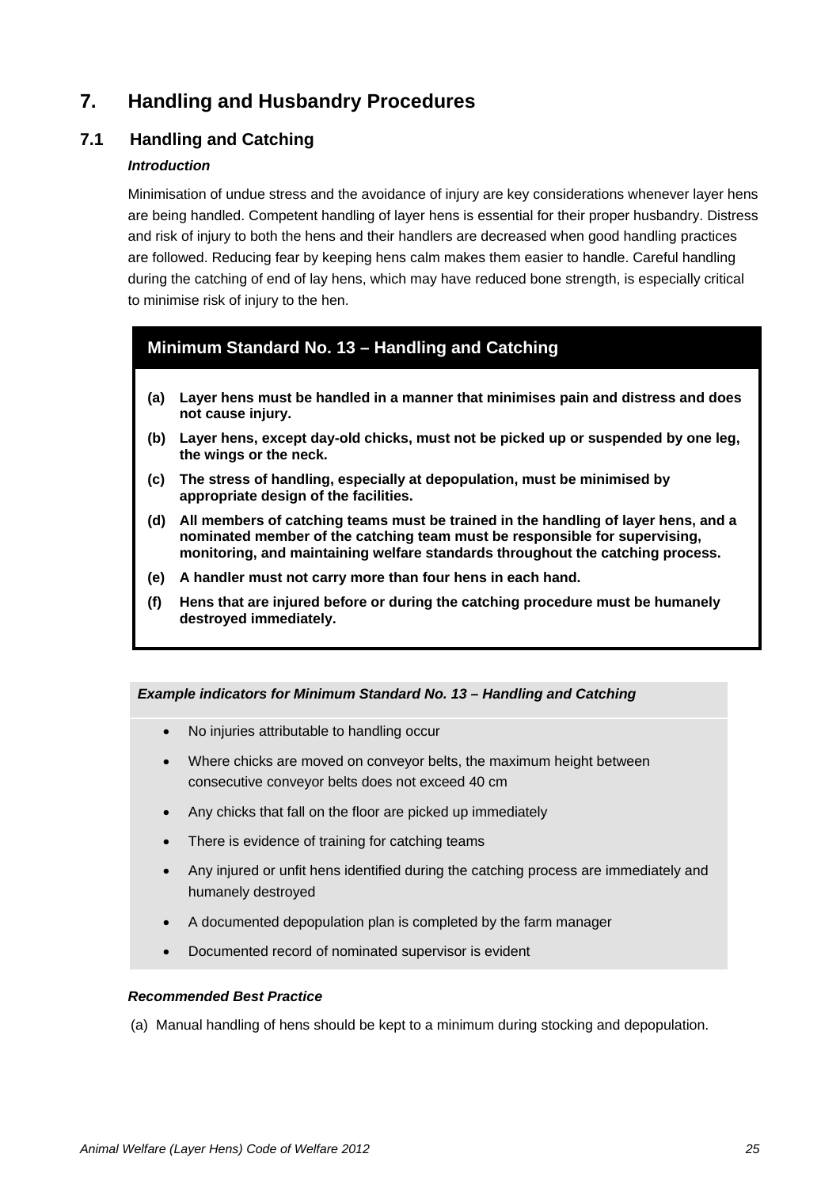# 7. Handling and Husbandry Procedures

## 7.1 Handling and Catching

***Introduction***

Minimisation of undue stress and the avoidance of injury are key considerations whenever layer hens are being handled. Competent handling of layer hens is essential for their proper husbandry. Distress and risk of injury to both the hens and their handlers are decreased when good handling practices are followed. Reducing fear by keeping hens calm makes them easier to handle. Careful handling during the catching of end of lay hens, which may have reduced bone strength, is especially critical to minimise risk of injury to the hen.

### Minimum Standard No. 13 – Handling and Catching

**(a) Layer hens must be handled in a manner that minimises pain and distress and does not cause injury.**

**(b) Layer hens, except day-old chicks, must not be picked up or suspended by one leg, the wings or the neck.**

**(c) The stress of handling, especially at depopulation, must be minimised by appropriate design of the facilities.**

**(d) All members of catching teams must be trained in the handling of layer hens, and a nominated member of the catching team must be responsible for supervising, monitoring, and maintaining welfare standards throughout the catching process.**

**(e) A handler must not carry more than four hens in each hand.**

**(f) Hens that are injured before or during the catching procedure must be humanely destroyed immediately.**

***Example indicators for Minimum Standard No. 13 – Handling and Catching***

- No injuries attributable to handling occur
- Where chicks are moved on conveyor belts, the maximum height between consecutive conveyor belts does not exceed 40 cm
- Any chicks that fall on the floor are picked up immediately
- There is evidence of training for catching teams
- Any injured or unfit hens identified during the catching process are immediately and humanely destroyed
- A documented depopulation plan is completed by the farm manager
- Documented record of nominated supervisor is evident

***Recommended Best Practice***

(a) Manual handling of hens should be kept to a minimum during stocking and depopulation.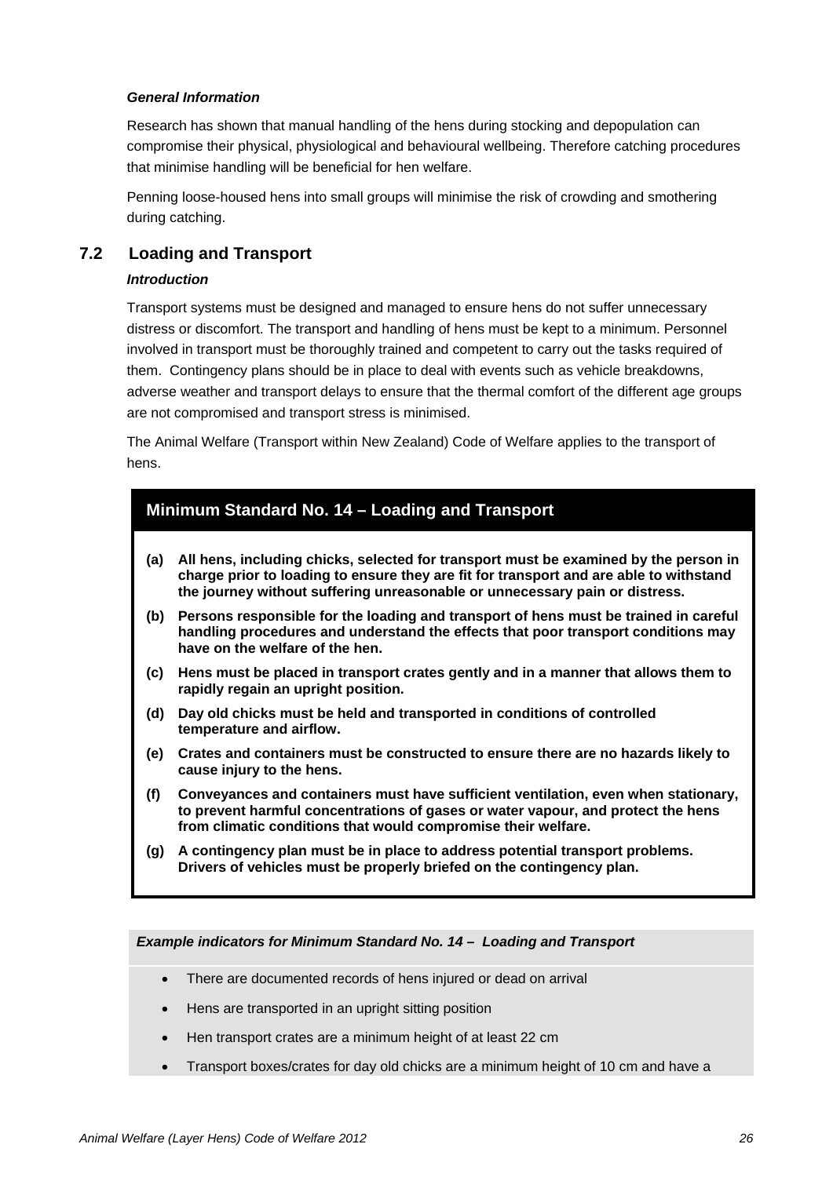*General Information*

Research has shown that manual handling of the hens during stocking and depopulation can compromise their physical, physiological and behavioural wellbeing. Therefore catching procedures that minimise handling will be beneficial for hen welfare.

Penning loose-housed hens into small groups will minimise the risk of crowding and smothering during catching.

## 7.2 Loading and Transport

*Introduction*

Transport systems must be designed and managed to ensure hens do not suffer unnecessary distress or discomfort. The transport and handling of hens must be kept to a minimum. Personnel involved in transport must be thoroughly trained and competent to carry out the tasks required of them. Contingency plans should be in place to deal with events such as vehicle breakdowns, adverse weather and transport delays to ensure that the thermal comfort of the different age groups are not compromised and transport stress is minimised.

The Animal Welfare (Transport within New Zealand) Code of Welfare applies to the transport of hens.

### Minimum Standard No. 14 – Loading and Transport

**(a) All hens, including chicks, selected for transport must be examined by the person in charge prior to loading to ensure they are fit for transport and are able to withstand the journey without suffering unreasonable or unnecessary pain or distress.**

**(b) Persons responsible for the loading and transport of hens must be trained in careful handling procedures and understand the effects that poor transport conditions may have on the welfare of the hen.**

**(c) Hens must be placed in transport crates gently and in a manner that allows them to rapidly regain an upright position.**

**(d) Day old chicks must be held and transported in conditions of controlled temperature and airflow.**

**(e) Crates and containers must be constructed to ensure there are no hazards likely to cause injury to the hens.**

**(f) Conveyances and containers must have sufficient ventilation, even when stationary, to prevent harmful concentrations of gases or water vapour, and protect the hens from climatic conditions that would compromise their welfare.**

**(g) A contingency plan must be in place to address potential transport problems. Drivers of vehicles must be properly briefed on the contingency plan.**

***Example indicators for Minimum Standard No. 14 – Loading and Transport***

- There are documented records of hens injured or dead on arrival
- Hens are transported in an upright sitting position
- Hen transport crates are a minimum height of at least 22 cm
- Transport boxes/crates for day old chicks are a minimum height of 10 cm and have a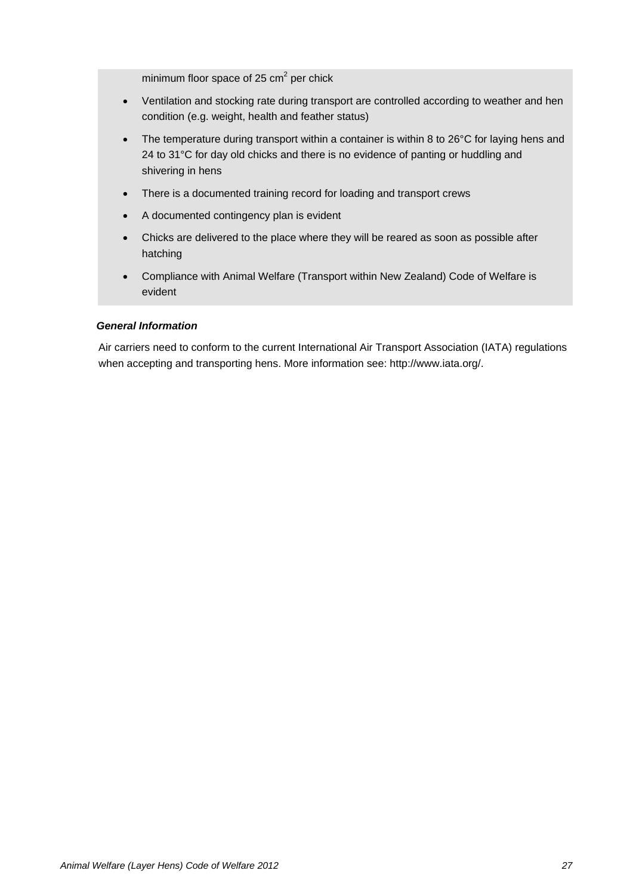minimum floor space of 25 $cm^2$ per chick

- Ventilation and stocking rate during transport are controlled according to weather and hen condition (e.g. weight, health and feather status)
- The temperature during transport within a container is within 8 to 26°C for laying hens and 24 to 31°C for day old chicks and there is no evidence of panting or huddling and shivering in hens
- There is a documented training record for loading and transport crews
- A documented contingency plan is evident
- Chicks are delivered to the place where they will be reared as soon as possible after hatching
- Compliance with Animal Welfare (Transport within New Zealand) Code of Welfare is evident

***General Information***

Air carriers need to conform to the current International Air Transport Association (IATA) regulations when accepting and transporting hens. More information see: http://www.iata.org/.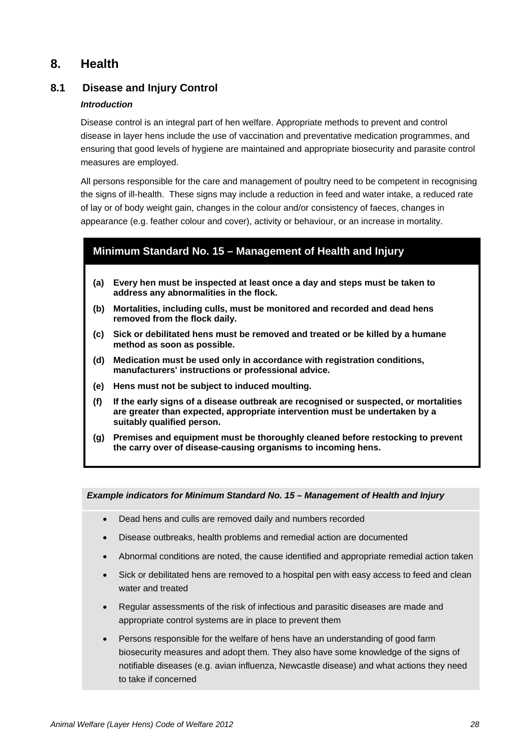# 8. Health

## 8.1 Disease and Injury Control

***Introduction***

Disease control is an integral part of hen welfare. Appropriate methods to prevent and control disease in layer hens include the use of vaccination and preventative medication programmes, and ensuring that good levels of hygiene are maintained and appropriate biosecurity and parasite control measures are employed.

All persons responsible for the care and management of poultry need to be competent in recognising the signs of ill-health. These signs may include a reduction in feed and water intake, a reduced rate of lay or of body weight gain, changes in the colour and/or consistency of faeces, changes in appearance (e.g. feather colour and cover), activity or behaviour, or an increase in mortality.

### Minimum Standard No. 15 – Management of Health and Injury

**(a) Every hen must be inspected at least once a day and steps must be taken to address any abnormalities in the flock.**

**(b) Mortalities, including culls, must be monitored and recorded and dead hens removed from the flock daily.**

**(c) Sick or debilitated hens must be removed and treated or be killed by a humane method as soon as possible.**

**(d) Medication must be used only in accordance with registration conditions, manufacturers' instructions or professional advice.**

**(e) Hens must not be subject to induced moulting.**

**(f) If the early signs of a disease outbreak are recognised or suspected, or mortalities are greater than expected, appropriate intervention must be undertaken by a suitably qualified person.**

**(g) Premises and equipment must be thoroughly cleaned before restocking to prevent the carry over of disease-causing organisms to incoming hens.**

***Example indicators for Minimum Standard No. 15 – Management of Health and Injury***

- Dead hens and culls are removed daily and numbers recorded
- Disease outbreaks, health problems and remedial action are documented
- Abnormal conditions are noted, the cause identified and appropriate remedial action taken
- Sick or debilitated hens are removed to a hospital pen with easy access to feed and clean water and treated
- Regular assessments of the risk of infectious and parasitic diseases are made and appropriate control systems are in place to prevent them
- Persons responsible for the welfare of hens have an understanding of good farm biosecurity measures and adopt them. They also have some knowledge of the signs of notifiable diseases (e.g. avian influenza, Newcastle disease) and what actions they need to take if concerned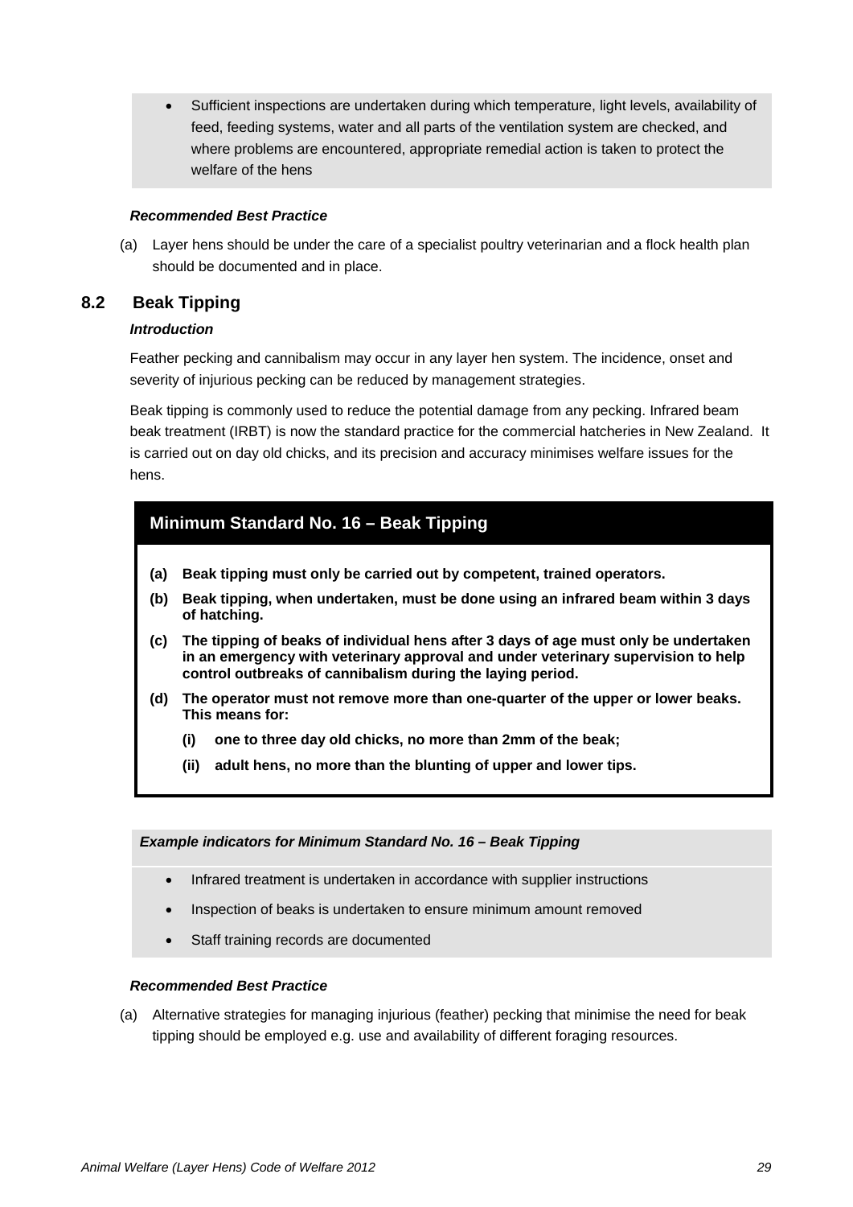- Sufficient inspections are undertaken during which temperature, light levels, availability of feed, feeding systems, water and all parts of the ventilation system are checked, and where problems are encountered, appropriate remedial action is taken to protect the welfare of the hens

***Recommended Best Practice***

(a) Layer hens should be under the care of a specialist poultry veterinarian and a flock health plan should be documented and in place.

## 8.2 Beak Tipping

***Introduction***

Feather pecking and cannibalism may occur in any layer hen system. The incidence, onset and severity of injurious pecking can be reduced by management strategies.

Beak tipping is commonly used to reduce the potential damage from any pecking. Infrared beam beak treatment (IRBT) is now the standard practice for the commercial hatcheries in New Zealand. It is carried out on day old chicks, and its precision and accuracy minimises welfare issues for the hens.

### Minimum Standard No. 16 – Beak Tipping

**(a) Beak tipping must only be carried out by competent, trained operators.**

**(b) Beak tipping, when undertaken, must be done using an infrared beam within 3 days of hatching.**

**(c) The tipping of beaks of individual hens after 3 days of age must only be undertaken in an emergency with veterinary approval and under veterinary supervision to help control outbreaks of cannibalism during the laying period.**

**(d) The operator must not remove more than one-quarter of the upper or lower beaks. This means for:**

- **(i) one to three day old chicks, no more than 2mm of the beak;**
- **(ii) adult hens, no more than the blunting of upper and lower tips.**

***Example indicators for Minimum Standard No. 16 – Beak Tipping***

- Infrared treatment is undertaken in accordance with supplier instructions
- Inspection of beaks is undertaken to ensure minimum amount removed
- Staff training records are documented

***Recommended Best Practice***

(a) Alternative strategies for managing injurious (feather) pecking that minimise the need for beak tipping should be employed e.g. use and availability of different foraging resources.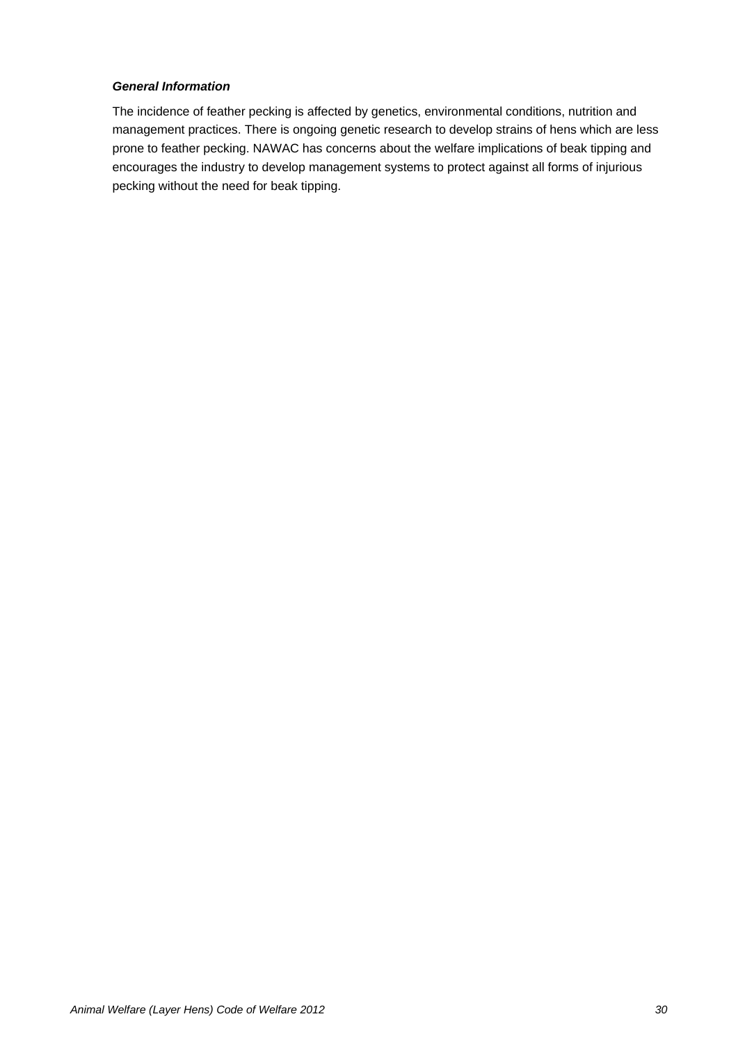***General Information***

The incidence of feather pecking is affected by genetics, environmental conditions, nutrition and management practices. There is ongoing genetic research to develop strains of hens which are less prone to feather pecking. NAWAC has concerns about the welfare implications of beak tipping and encourages the industry to develop management systems to protect against all forms of injurious pecking without the need for beak tipping.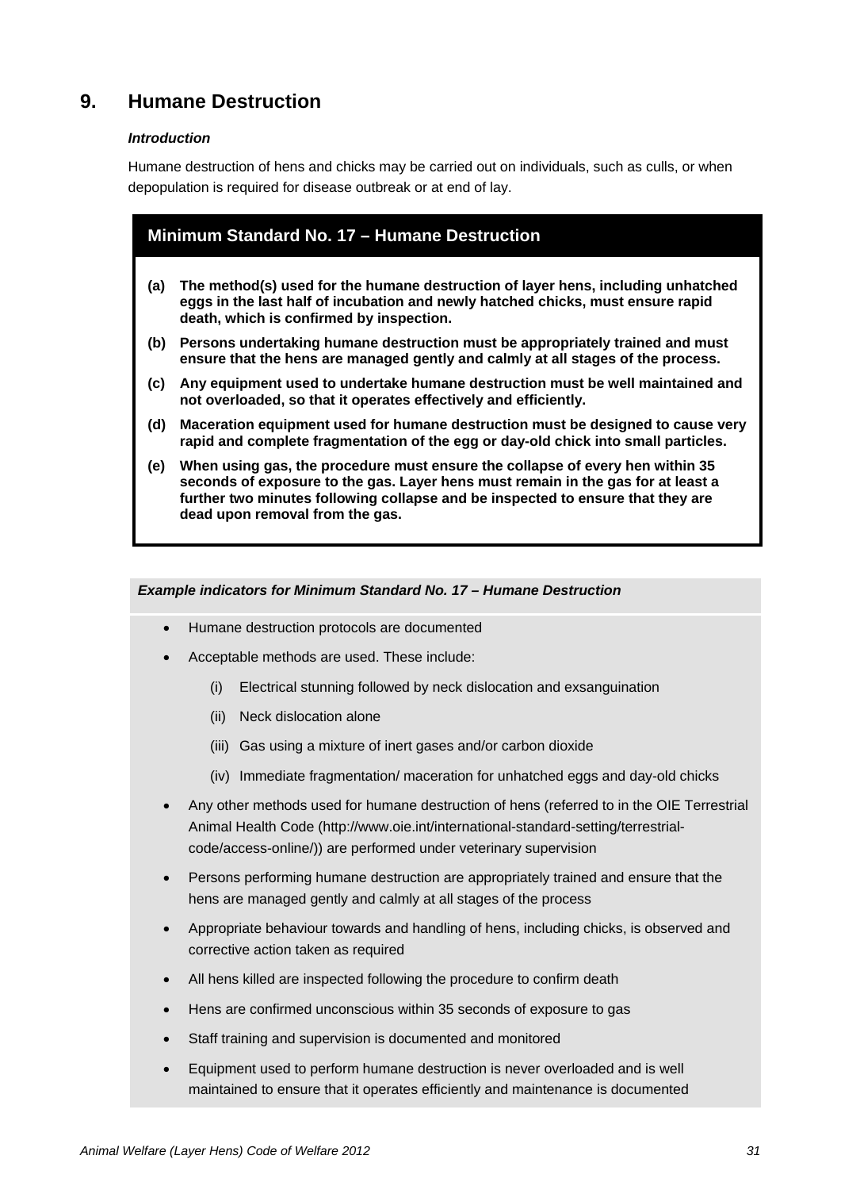## 9. Humane Destruction

***Introduction***

Humane destruction of hens and chicks may be carried out on individuals, such as culls, or when depopulation is required for disease outbreak or at end of lay.

### Minimum Standard No. 17 – Humane Destruction

**(a) The method(s) used for the humane destruction of layer hens, including unhatched eggs in the last half of incubation and newly hatched chicks, must ensure rapid death, which is confirmed by inspection.**

**(b) Persons undertaking humane destruction must be appropriately trained and must ensure that the hens are managed gently and calmly at all stages of the process.**

**(c) Any equipment used to undertake humane destruction must be well maintained and not overloaded, so that it operates effectively and efficiently.**

**(d) Maceration equipment used for humane destruction must be designed to cause very rapid and complete fragmentation of the egg or day-old chick into small particles.**

**(e) When using gas, the procedure must ensure the collapse of every hen within 35 seconds of exposure to the gas. Layer hens must remain in the gas for at least a further two minutes following collapse and be inspected to ensure that they are dead upon removal from the gas.**

***Example indicators for Minimum Standard No. 17 – Humane Destruction***

- Humane destruction protocols are documented
- Acceptable methods are used. These include:
  - (i) Electrical stunning followed by neck dislocation and exsanguination
  - (ii) Neck dislocation alone
  - (iii) Gas using a mixture of inert gases and/or carbon dioxide
  - (iv) Immediate fragmentation/ maceration for unhatched eggs and day-old chicks
- Any other methods used for humane destruction of hens (referred to in the OIE Terrestrial Animal Health Code (http://www.oie.int/international-standard-setting/terrestrial-code/access-online/)) are performed under veterinary supervision
- Persons performing humane destruction are appropriately trained and ensure that the hens are managed gently and calmly at all stages of the process
- Appropriate behaviour towards and handling of hens, including chicks, is observed and corrective action taken as required
- All hens killed are inspected following the procedure to confirm death
- Hens are confirmed unconscious within 35 seconds of exposure to gas
- Staff training and supervision is documented and monitored
- Equipment used to perform humane destruction is never overloaded and is well maintained to ensure that it operates efficiently and maintenance is documented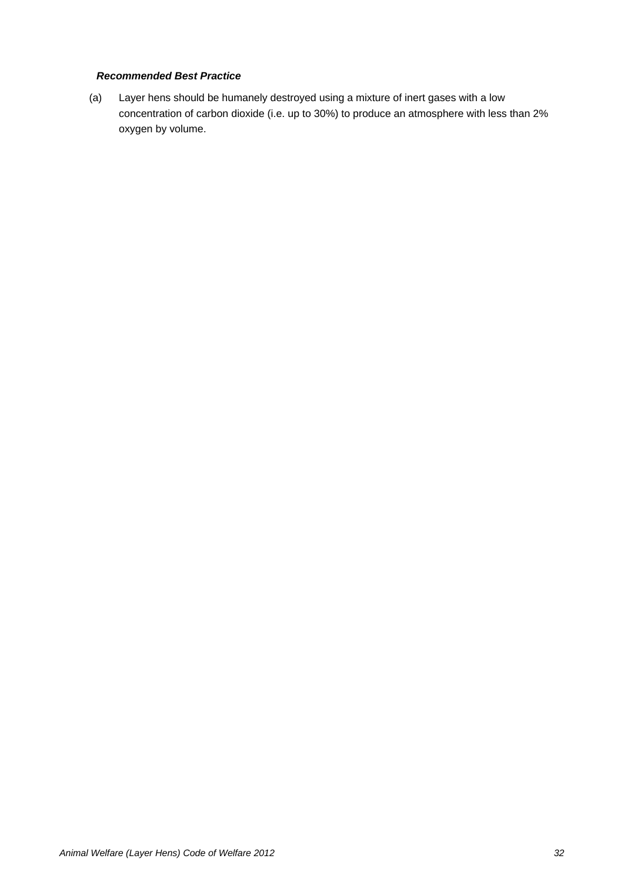***Recommended Best Practice***

(a) Layer hens should be humanely destroyed using a mixture of inert gases with a low concentration of carbon dioxide (i.e. up to 30%) to produce an atmosphere with less than 2% oxygen by volume.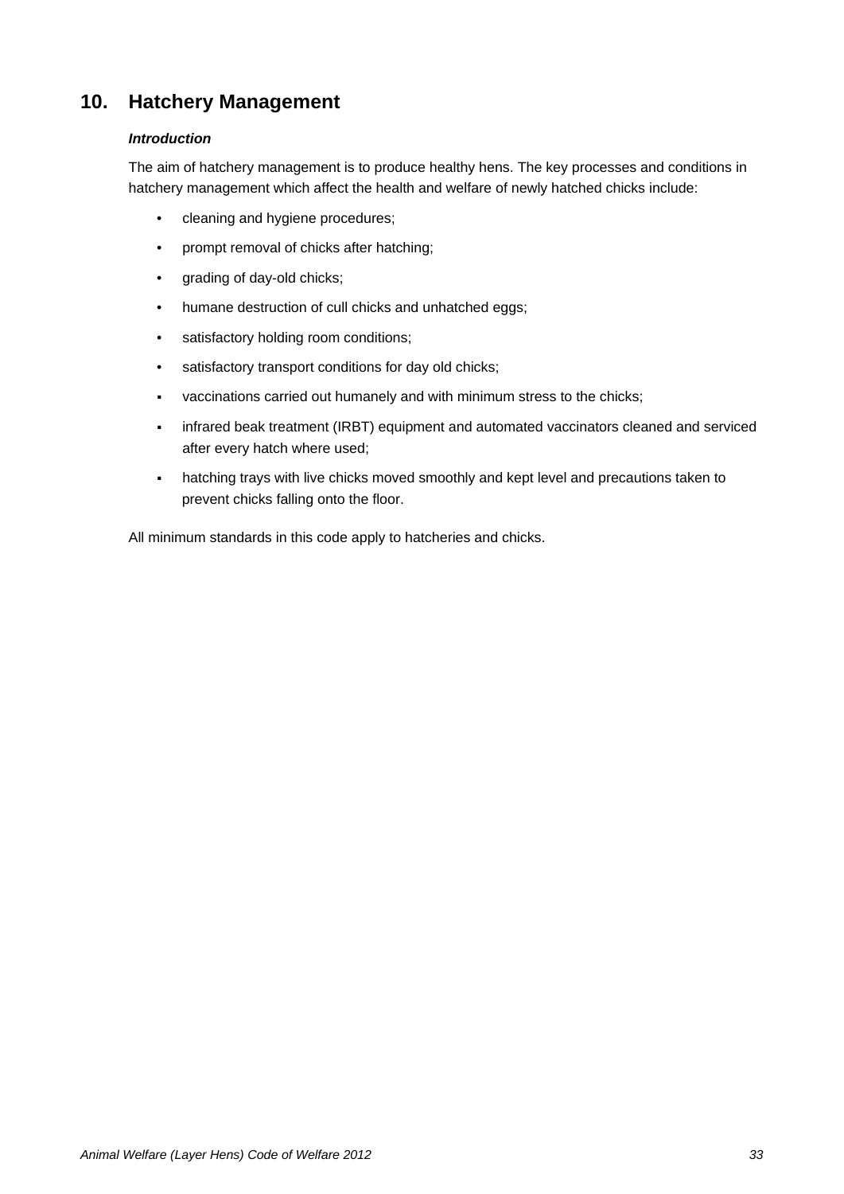## 10. Hatchery Management

***Introduction***

The aim of hatchery management is to produce healthy hens. The key processes and conditions in hatchery management which affect the health and welfare of newly hatched chicks include:

- cleaning and hygiene procedures;
- prompt removal of chicks after hatching;
- grading of day-old chicks;
- humane destruction of cull chicks and unhatched eggs;
- satisfactory holding room conditions;
- satisfactory transport conditions for day old chicks;
- vaccinations carried out humanely and with minimum stress to the chicks;
- infrared beak treatment (IRBT) equipment and automated vaccinators cleaned and serviced after every hatch where used;
- hatching trays with live chicks moved smoothly and kept level and precautions taken to prevent chicks falling onto the floor.

All minimum standards in this code apply to hatcheries and chicks.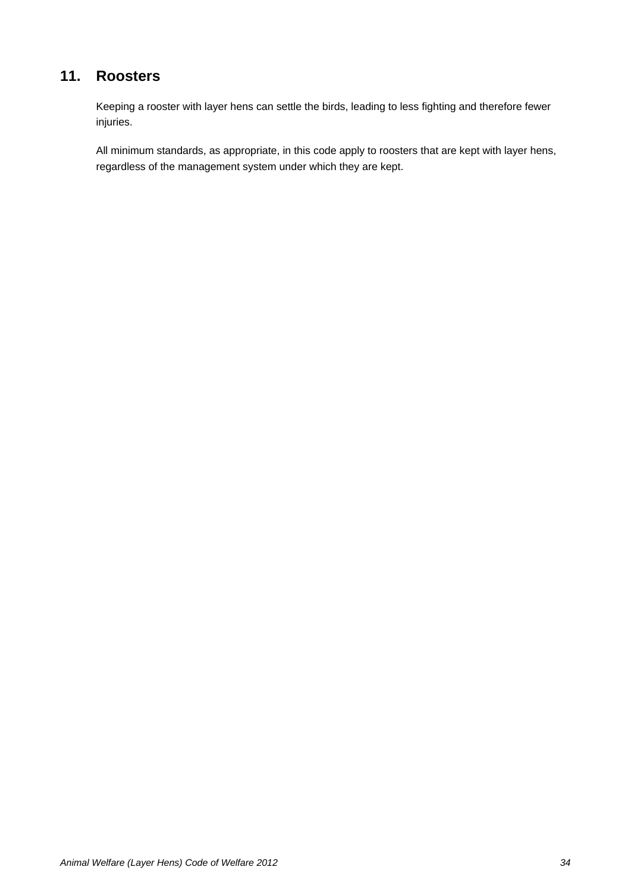## 11. Roosters

Keeping a rooster with layer hens can settle the birds, leading to less fighting and therefore fewer injuries.

All minimum standards, as appropriate, in this code apply to roosters that are kept with layer hens, regardless of the management system under which they are kept.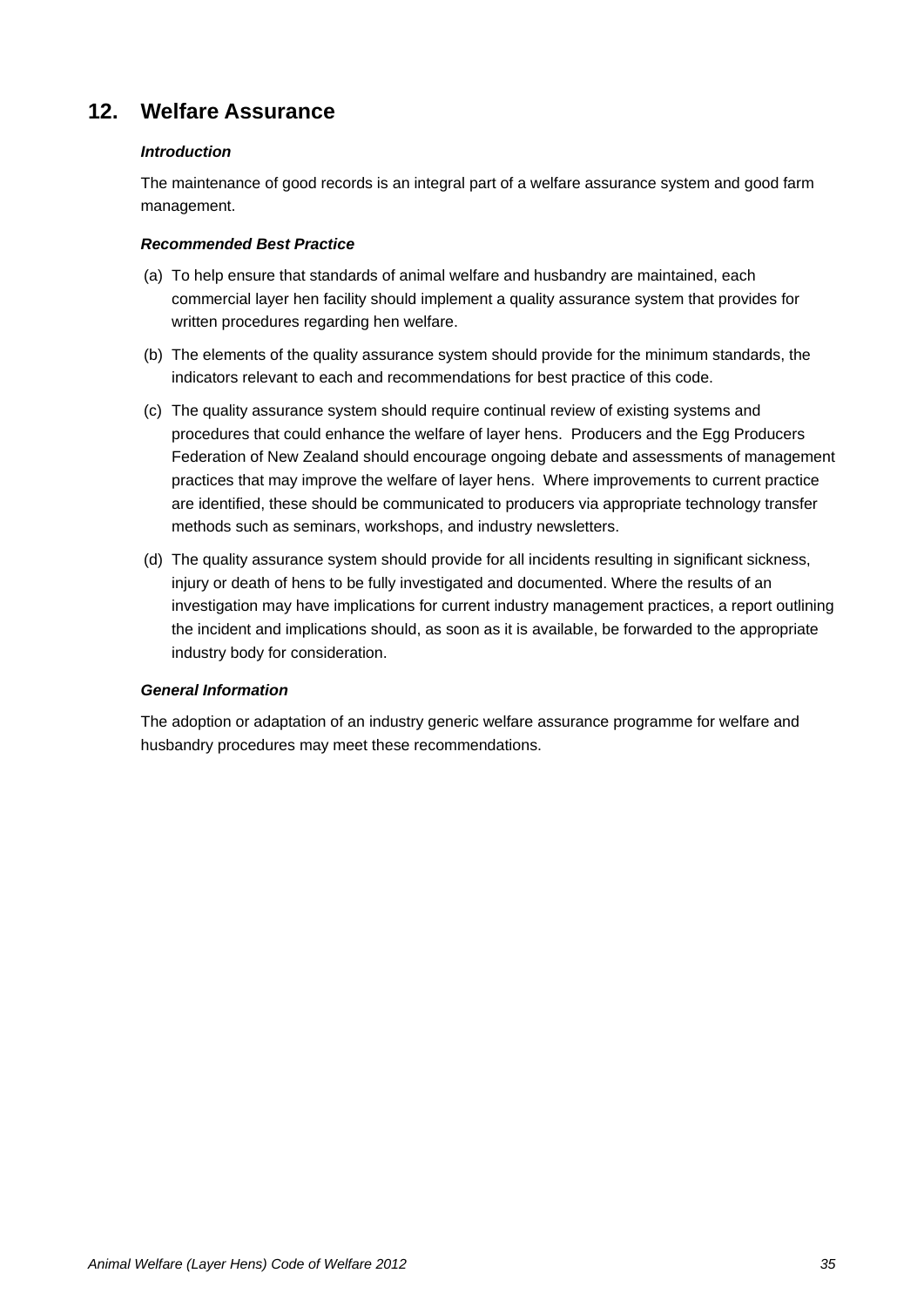## 12. Welfare Assurance

***Introduction***

The maintenance of good records is an integral part of a welfare assurance system and good farm management.

***Recommended Best Practice***

(a) To help ensure that standards of animal welfare and husbandry are maintained, each commercial layer hen facility should implement a quality assurance system that provides for written procedures regarding hen welfare.

(b) The elements of the quality assurance system should provide for the minimum standards, the indicators relevant to each and recommendations for best practice of this code.

(c) The quality assurance system should require continual review of existing systems and procedures that could enhance the welfare of layer hens. Producers and the Egg Producers Federation of New Zealand should encourage ongoing debate and assessments of management practices that may improve the welfare of layer hens. Where improvements to current practice are identified, these should be communicated to producers via appropriate technology transfer methods such as seminars, workshops, and industry newsletters.

(d) The quality assurance system should provide for all incidents resulting in significant sickness, injury or death of hens to be fully investigated and documented. Where the results of an investigation may have implications for current industry management practices, a report outlining the incident and implications should, as soon as it is available, be forwarded to the appropriate industry body for consideration.

***General Information***

The adoption or adaptation of an industry generic welfare assurance programme for welfare and husbandry procedures may meet these recommendations.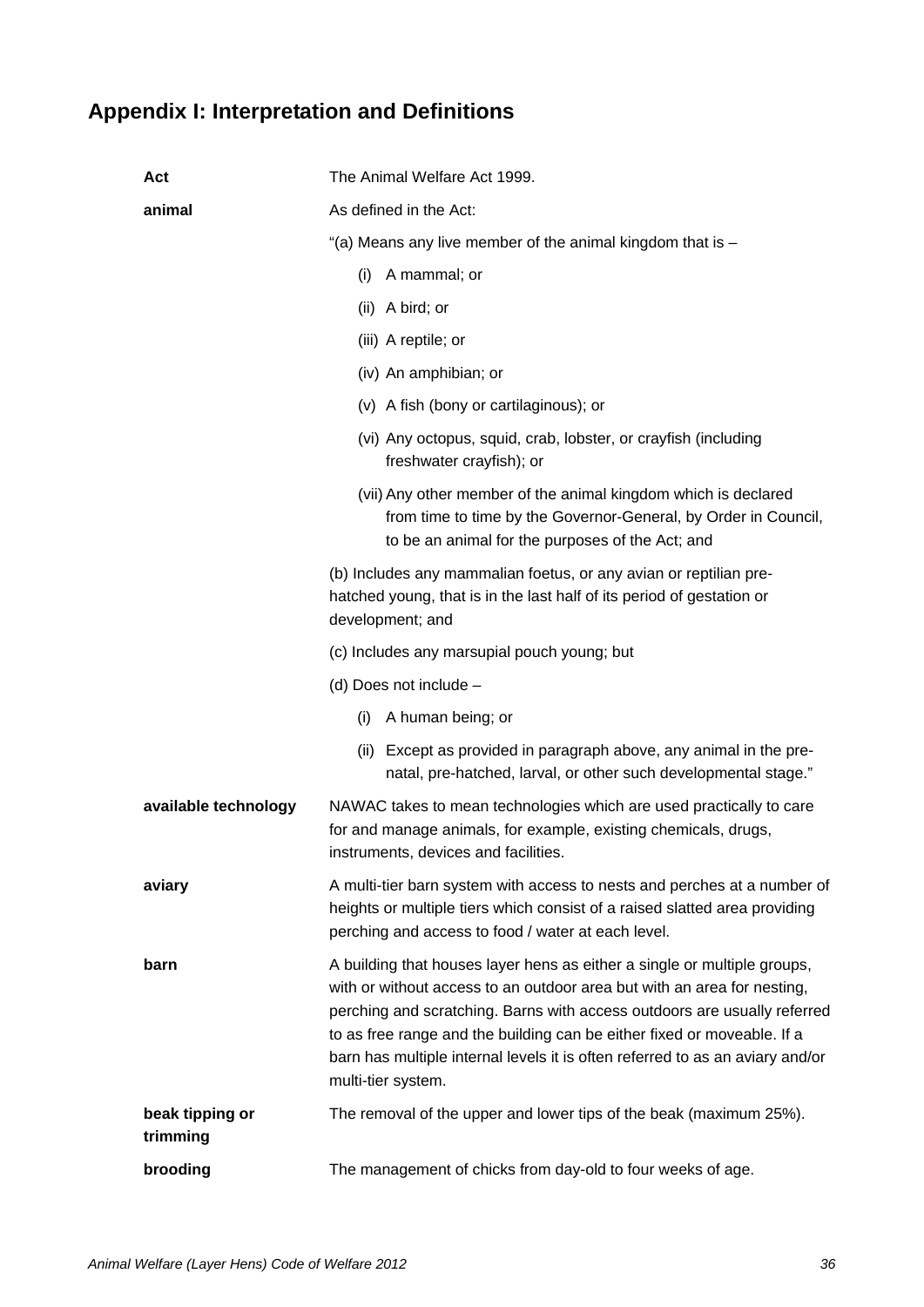## Appendix I: Interpretation and Definitions

**Act**
The Animal Welfare Act 1999.

**animal**
As defined in the Act:

"(a) Means any live member of the animal kingdom that is –

- (i) A mammal; or
- (ii) A bird; or
- (iii) A reptile; or
- (iv) An amphibian; or
- (v) A fish (bony or cartilaginous); or
- (vi) Any octopus, squid, crab, lobster, or crayfish (including freshwater crayfish); or
- (vii) Any other member of the animal kingdom which is declared from time to time by the Governor-General, by Order in Council, to be an animal for the purposes of the Act; and

(b) Includes any mammalian foetus, or any avian or reptilian pre-hatched young, that is in the last half of its period of gestation or development; and

(c) Includes any marsupial pouch young; but

(d) Does not include –

- (i) A human being; or
- (ii) Except as provided in paragraph above, any animal in the pre-natal, pre-hatched, larval, or other such developmental stage."

**available technology**
NAWAC takes to mean technologies which are used practically to care for and manage animals, for example, existing chemicals, drugs, instruments, devices and facilities.

**aviary**
A multi-tier barn system with access to nests and perches at a number of heights or multiple tiers which consist of a raised slatted area providing perching and access to food / water at each level.

**barn**
A building that houses layer hens as either a single or multiple groups, with or without access to an outdoor area but with an area for nesting, perching and scratching. Barns with access outdoors are usually referred to as free range and the building can be either fixed or moveable. If a barn has multiple internal levels it is often referred to as an aviary and/or multi-tier system.

**beak tipping or trimming**
The removal of the upper and lower tips of the beak (maximum 25%).

**brooding**
The management of chicks from day-old to four weeks of age.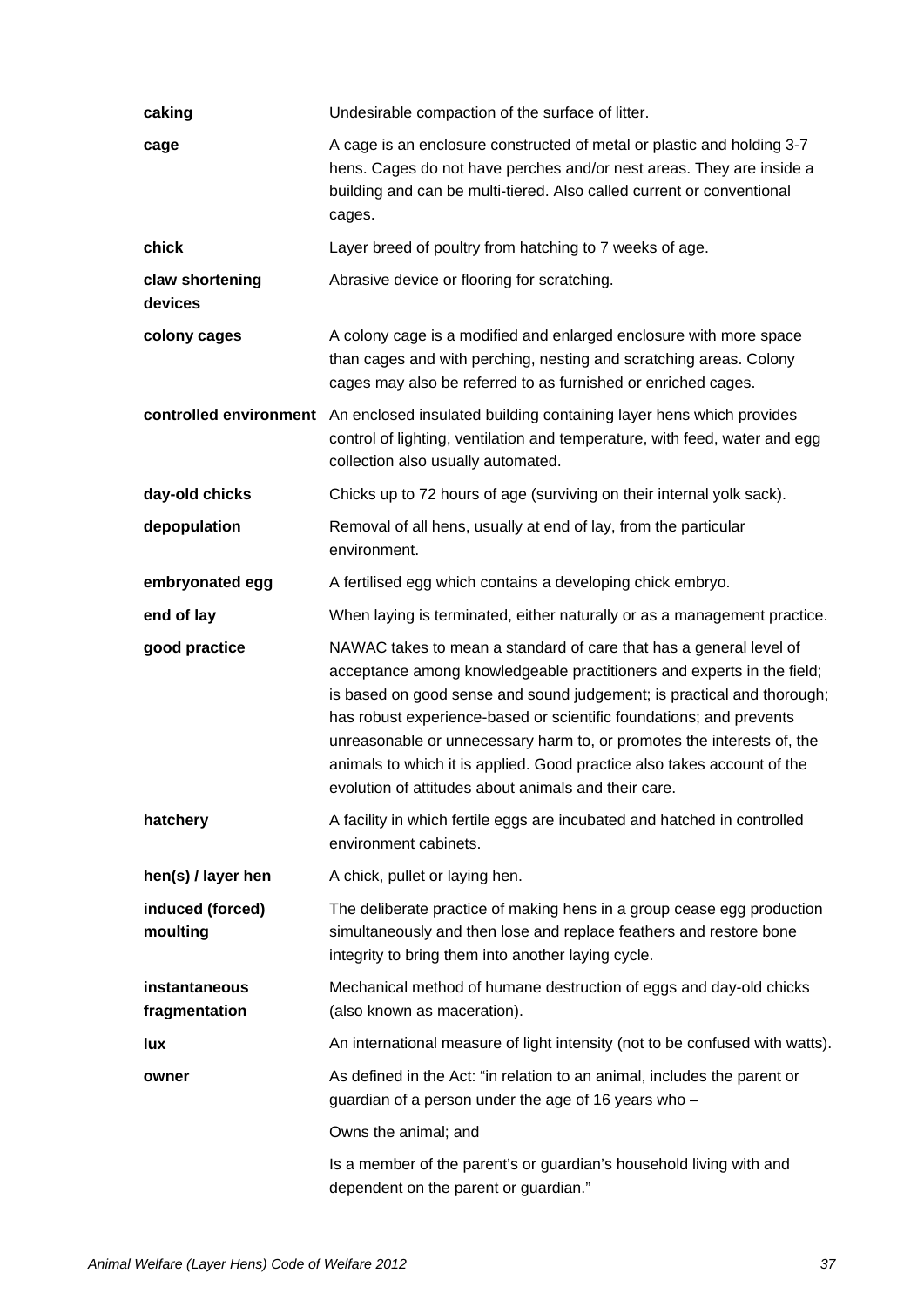| | |
|---|---|
| **caking** | Undesirable compaction of the surface of litter. |
| **cage** | A cage is an enclosure constructed of metal or plastic and holding 3-7 hens. Cages do not have perches and/or nest areas. They are inside a building and can be multi-tiered. Also called current or conventional cages. |
| **chick** | Layer breed of poultry from hatching to 7 weeks of age. |
| **claw shortening devices** | Abrasive device or flooring for scratching. |
| **colony cages** | A colony cage is a modified and enlarged enclosure with more space than cages and with perching, nesting and scratching areas. Colony cages may also be referred to as furnished or enriched cages. |
| **controlled environment** | An enclosed insulated building containing layer hens which provides control of lighting, ventilation and temperature, with feed, water and egg collection also usually automated. |
| **day-old chicks** | Chicks up to 72 hours of age (surviving on their internal yolk sack). |
| **depopulation** | Removal of all hens, usually at end of lay, from the particular environment. |
| **embryonated egg** | A fertilised egg which contains a developing chick embryo. |
| **end of lay** | When laying is terminated, either naturally or as a management practice. |
| **good practice** | NAWAC takes to mean a standard of care that has a general level of acceptance among knowledgeable practitioners and experts in the field; is based on good sense and sound judgement; is practical and thorough; has robust experience-based or scientific foundations; and prevents unreasonable or unnecessary harm to, or promotes the interests of, the animals to which it is applied. Good practice also takes account of the evolution of attitudes about animals and their care. |
| **hatchery** | A facility in which fertile eggs are incubated and hatched in controlled environment cabinets. |
| **hen(s) / layer hen** | A chick, pullet or laying hen. |
| **induced (forced) moulting** | The deliberate practice of making hens in a group cease egg production simultaneously and then lose and replace feathers and restore bone integrity to bring them into another laying cycle. |
| **instantaneous fragmentation** | Mechanical method of humane destruction of eggs and day-old chicks (also known as maceration). |
| **lux** | An international measure of light intensity (not to be confused with watts). |
| **owner** | As defined in the Act: "in relation to an animal, includes the parent or guardian of a person under the age of 16 years who –<br><br>Owns the animal; and<br><br>Is a member of the parent's or guardian's household living with and dependent on the parent or guardian." |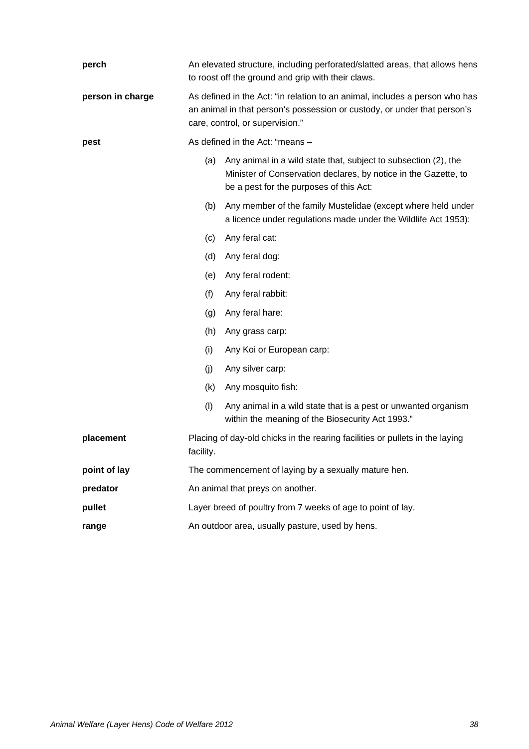**perch** An elevated structure, including perforated/slatted areas, that allows hens to roost off the ground and grip with their claws.

**person in charge** As defined in the Act: "in relation to an animal, includes a person who has an animal in that person's possession or custody, or under that person's care, control, or supervision."

**pest** As defined in the Act: "means –

(a) Any animal in a wild state that, subject to subsection (2), the Minister of Conservation declares, by notice in the Gazette, to be a pest for the purposes of this Act:

(b) Any member of the family Mustelidae (except where held under a licence under regulations made under the Wildlife Act 1953):

(c) Any feral cat:

(d) Any feral dog:

(e) Any feral rodent:

(f) Any feral rabbit:

(g) Any feral hare:

(h) Any grass carp:

(i) Any Koi or European carp:

(j) Any silver carp:

(k) Any mosquito fish:

(l) Any animal in a wild state that is a pest or unwanted organism within the meaning of the Biosecurity Act 1993."

**placement** Placing of day-old chicks in the rearing facilities or pullets in the laying facility.

**point of lay** The commencement of laying by a sexually mature hen.

**predator** An animal that preys on another.

**pullet** Layer breed of poultry from 7 weeks of age to point of lay.

**range** An outdoor area, usually pasture, used by hens.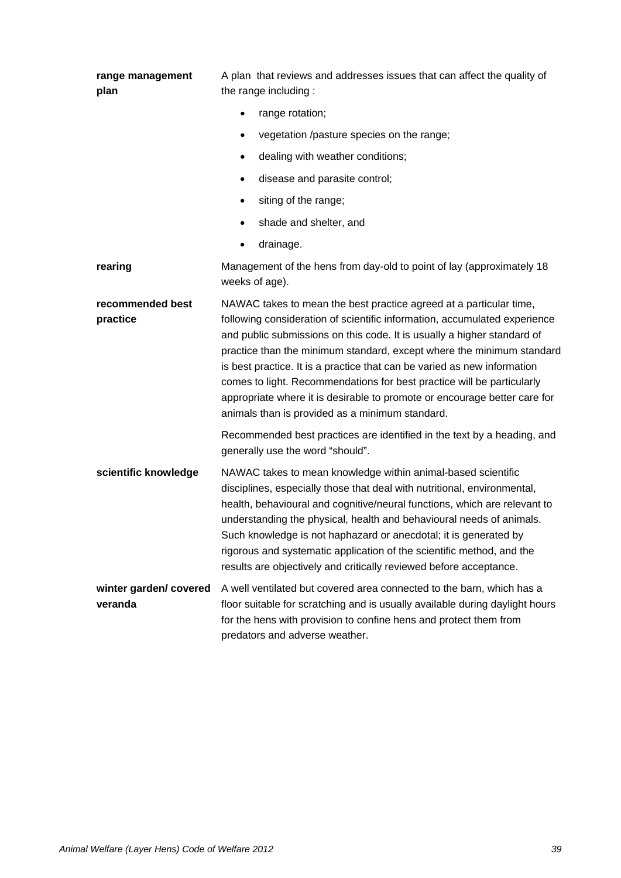**range management plan**

A plan that reviews and addresses issues that can affect the quality of the range including :

- range rotation;
- vegetation /pasture species on the range;
- dealing with weather conditions;
- disease and parasite control;
- siting of the range;
- shade and shelter, and
- drainage.

**rearing**

Management of the hens from day-old to point of lay (approximately 18 weeks of age).

**recommended best practice**

NAWAC takes to mean the best practice agreed at a particular time, following consideration of scientific information, accumulated experience and public submissions on this code. It is usually a higher standard of practice than the minimum standard, except where the minimum standard is best practice. It is a practice that can be varied as new information comes to light. Recommendations for best practice will be particularly appropriate where it is desirable to promote or encourage better care for animals than is provided as a minimum standard.

Recommended best practices are identified in the text by a heading, and generally use the word "should".

**scientific knowledge**

NAWAC takes to mean knowledge within animal-based scientific disciplines, especially those that deal with nutritional, environmental, health, behavioural and cognitive/neural functions, which are relevant to understanding the physical, health and behavioural needs of animals. Such knowledge is not haphazard or anecdotal; it is generated by rigorous and systematic application of the scientific method, and the results are objectively and critically reviewed before acceptance.

**winter garden/ covered veranda**

A well ventilated but covered area connected to the barn, which has a floor suitable for scratching and is usually available during daylight hours for the hens with provision to confine hens and protect them from predators and adverse weather.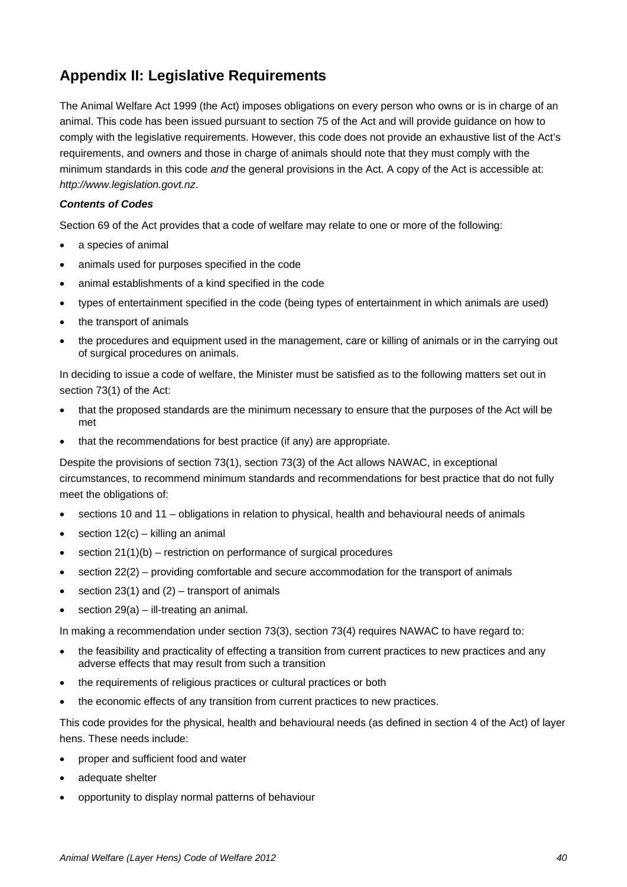## Appendix II: Legislative Requirements

The Animal Welfare Act 1999 (the Act) imposes obligations on every person who owns or is in charge of an animal. This code has been issued pursuant to section 75 of the Act and will provide guidance on how to comply with the legislative requirements. However, this code does not provide an exhaustive list of the Act's requirements, and owners and those in charge of animals should note that they must comply with the minimum standards in this code *and* the general provisions in the Act. A copy of the Act is accessible at: *http://www.legislation.govt.nz*.

***Contents of Codes***

Section 69 of the Act provides that a code of welfare may relate to one or more of the following:

- a species of animal
- animals used for purposes specified in the code
- animal establishments of a kind specified in the code
- types of entertainment specified in the code (being types of entertainment in which animals are used)
- the transport of animals
- the procedures and equipment used in the management, care or killing of animals or in the carrying out of surgical procedures on animals.

In deciding to issue a code of welfare, the Minister must be satisfied as to the following matters set out in section 73(1) of the Act:

- that the proposed standards are the minimum necessary to ensure that the purposes of the Act will be met
- that the recommendations for best practice (if any) are appropriate.

Despite the provisions of section 73(1), section 73(3) of the Act allows NAWAC, in exceptional circumstances, to recommend minimum standards and recommendations for best practice that do not fully meet the obligations of:

- sections 10 and 11 – obligations in relation to physical, health and behavioural needs of animals
- section 12(c) – killing an animal
- section 21(1)(b) – restriction on performance of surgical procedures
- section 22(2) – providing comfortable and secure accommodation for the transport of animals
- section 23(1) and (2) – transport of animals
- section 29(a) – ill-treating an animal.

In making a recommendation under section 73(3), section 73(4) requires NAWAC to have regard to:

- the feasibility and practicality of effecting a transition from current practices to new practices and any adverse effects that may result from such a transition
- the requirements of religious practices or cultural practices or both
- the economic effects of any transition from current practices to new practices.

This code provides for the physical, health and behavioural needs (as defined in section 4 of the Act) of layer hens. These needs include:

- proper and sufficient food and water
- adequate shelter
- opportunity to display normal patterns of behaviour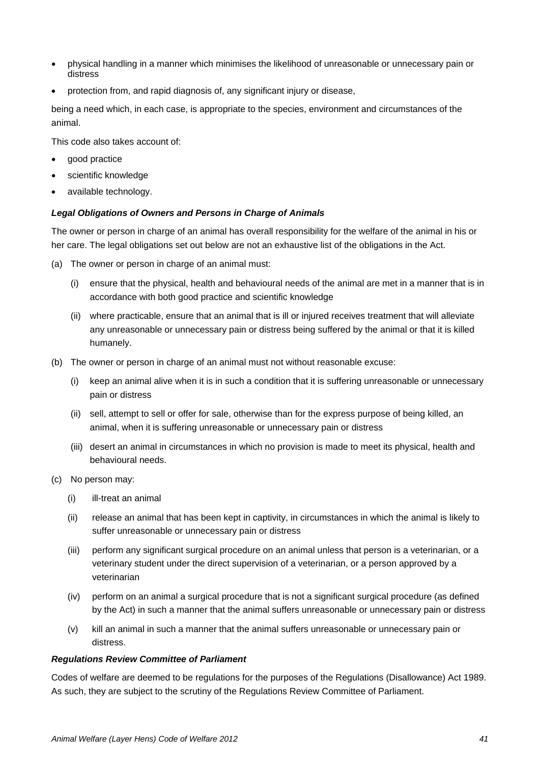- physical handling in a manner which minimises the likelihood of unreasonable or unnecessary pain or distress
- protection from, and rapid diagnosis of, any significant injury or disease,

being a need which, in each case, is appropriate to the species, environment and circumstances of the animal.

This code also takes account of:

- good practice
- scientific knowledge
- available technology.

***Legal Obligations of Owners and Persons in Charge of Animals***

The owner or person in charge of an animal has overall responsibility for the welfare of the animal in his or her care. The legal obligations set out below are not an exhaustive list of the obligations in the Act.

(a) The owner or person in charge of an animal must:

  (i) ensure that the physical, health and behavioural needs of the animal are met in a manner that is in accordance with both good practice and scientific knowledge

  (ii) where practicable, ensure that an animal that is ill or injured receives treatment that will alleviate any unreasonable or unnecessary pain or distress being suffered by the animal or that it is killed humanely.

(b) The owner or person in charge of an animal must not without reasonable excuse:

  (i) keep an animal alive when it is in such a condition that it is suffering unreasonable or unnecessary pain or distress

  (ii) sell, attempt to sell or offer for sale, otherwise than for the express purpose of being killed, an animal, when it is suffering unreasonable or unnecessary pain or distress

  (iii) desert an animal in circumstances in which no provision is made to meet its physical, health and behavioural needs.

(c) No person may:

  (i) ill-treat an animal

  (ii) release an animal that has been kept in captivity, in circumstances in which the animal is likely to suffer unreasonable or unnecessary pain or distress

  (iii) perform any significant surgical procedure on an animal unless that person is a veterinarian, or a veterinary student under the direct supervision of a veterinarian, or a person approved by a veterinarian

  (iv) perform on an animal a surgical procedure that is not a significant surgical procedure (as defined by the Act) in such a manner that the animal suffers unreasonable or unnecessary pain or distress

  (v) kill an animal in such a manner that the animal suffers unreasonable or unnecessary pain or distress.

***Regulations Review Committee of Parliament***

Codes of welfare are deemed to be regulations for the purposes of the Regulations (Disallowance) Act 1989. As such, they are subject to the scrutiny of the Regulations Review Committee of Parliament.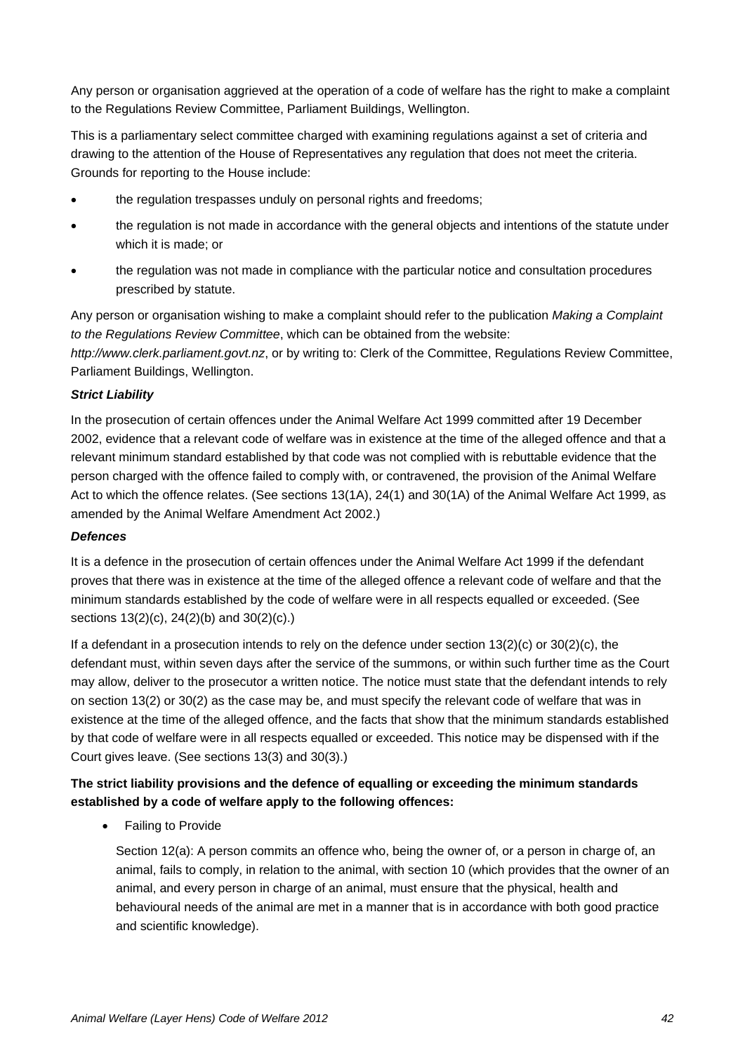Any person or organisation aggrieved at the operation of a code of welfare has the right to make a complaint to the Regulations Review Committee, Parliament Buildings, Wellington.

This is a parliamentary select committee charged with examining regulations against a set of criteria and drawing to the attention of the House of Representatives any regulation that does not meet the criteria. Grounds for reporting to the House include:

- the regulation trespasses unduly on personal rights and freedoms;
- the regulation is not made in accordance with the general objects and intentions of the statute under which it is made; or
- the regulation was not made in compliance with the particular notice and consultation procedures prescribed by statute.

Any person or organisation wishing to make a complaint should refer to the publication *Making a Complaint to the Regulations Review Committee*, which can be obtained from the website: *http://www.clerk.parliament.govt.nz*, or by writing to: Clerk of the Committee, Regulations Review Committee, Parliament Buildings, Wellington.

***Strict Liability***

In the prosecution of certain offences under the Animal Welfare Act 1999 committed after 19 December 2002, evidence that a relevant code of welfare was in existence at the time of the alleged offence and that a relevant minimum standard established by that code was not complied with is rebuttable evidence that the person charged with the offence failed to comply with, or contravened, the provision of the Animal Welfare Act to which the offence relates. (See sections 13(1A), 24(1) and 30(1A) of the Animal Welfare Act 1999, as amended by the Animal Welfare Amendment Act 2002.)

***Defences***

It is a defence in the prosecution of certain offences under the Animal Welfare Act 1999 if the defendant proves that there was in existence at the time of the alleged offence a relevant code of welfare and that the minimum standards established by the code of welfare were in all respects equalled or exceeded. (See sections 13(2)(c), 24(2)(b) and 30(2)(c).)

If a defendant in a prosecution intends to rely on the defence under section 13(2)(c) or 30(2)(c), the defendant must, within seven days after the service of the summons, or within such further time as the Court may allow, deliver to the prosecutor a written notice. The notice must state that the defendant intends to rely on section 13(2) or 30(2) as the case may be, and must specify the relevant code of welfare that was in existence at the time of the alleged offence, and the facts that show that the minimum standards established by that code of welfare were in all respects equalled or exceeded. This notice may be dispensed with if the Court gives leave. (See sections 13(3) and 30(3).)

**The strict liability provisions and the defence of equalling or exceeding the minimum standards established by a code of welfare apply to the following offences:**

- Failing to Provide

  Section 12(a): A person commits an offence who, being the owner of, or a person in charge of, an animal, fails to comply, in relation to the animal, with section 10 (which provides that the owner of an animal, and every person in charge of an animal, must ensure that the physical, health and behavioural needs of the animal are met in a manner that is in accordance with both good practice and scientific knowledge).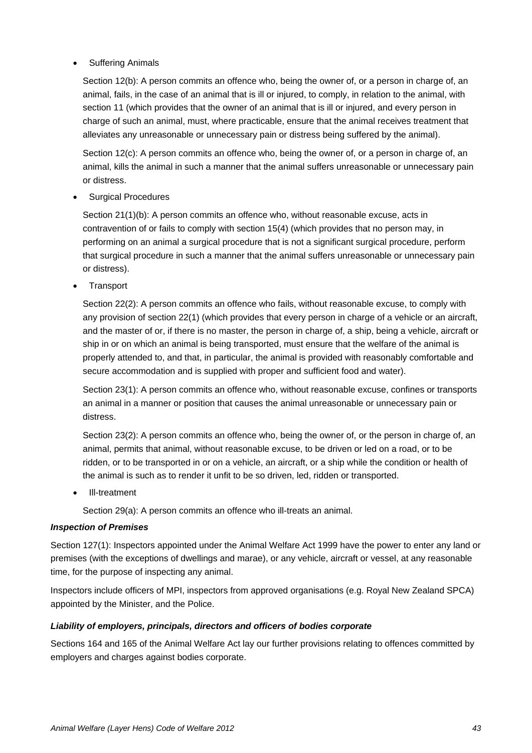- Suffering Animals

  Section 12(b): A person commits an offence who, being the owner of, or a person in charge of, an animal, fails, in the case of an animal that is ill or injured, to comply, in relation to the animal, with section 11 (which provides that the owner of an animal that is ill or injured, and every person in charge of such an animal, must, where practicable, ensure that the animal receives treatment that alleviates any unreasonable or unnecessary pain or distress being suffered by the animal).

  Section 12(c): A person commits an offence who, being the owner of, or a person in charge of, an animal, kills the animal in such a manner that the animal suffers unreasonable or unnecessary pain or distress.

- Surgical Procedures

  Section 21(1)(b): A person commits an offence who, without reasonable excuse, acts in contravention of or fails to comply with section 15(4) (which provides that no person may, in performing on an animal a surgical procedure that is not a significant surgical procedure, perform that surgical procedure in such a manner that the animal suffers unreasonable or unnecessary pain or distress).

- Transport

  Section 22(2): A person commits an offence who fails, without reasonable excuse, to comply with any provision of section 22(1) (which provides that every person in charge of a vehicle or an aircraft, and the master of or, if there is no master, the person in charge of, a ship, being a vehicle, aircraft or ship in or on which an animal is being transported, must ensure that the welfare of the animal is properly attended to, and that, in particular, the animal is provided with reasonably comfortable and secure accommodation and is supplied with proper and sufficient food and water).

  Section 23(1): A person commits an offence who, without reasonable excuse, confines or transports an animal in a manner or position that causes the animal unreasonable or unnecessary pain or distress.

  Section 23(2): A person commits an offence who, being the owner of, or the person in charge of, an animal, permits that animal, without reasonable excuse, to be driven or led on a road, or to be ridden, or to be transported in or on a vehicle, an aircraft, or a ship while the condition or health of the animal is such as to render it unfit to be so driven, led, ridden or transported.

- Ill-treatment

  Section 29(a): A person commits an offence who ill-treats an animal.

***Inspection of Premises***

Section 127(1): Inspectors appointed under the Animal Welfare Act 1999 have the power to enter any land or premises (with the exceptions of dwellings and marae), or any vehicle, aircraft or vessel, at any reasonable time, for the purpose of inspecting any animal.

Inspectors include officers of MPI, inspectors from approved organisations (e.g. Royal New Zealand SPCA) appointed by the Minister, and the Police.

***Liability of employers, principals, directors and officers of bodies corporate***

Sections 164 and 165 of the Animal Welfare Act lay our further provisions relating to offences committed by employers and charges against bodies corporate.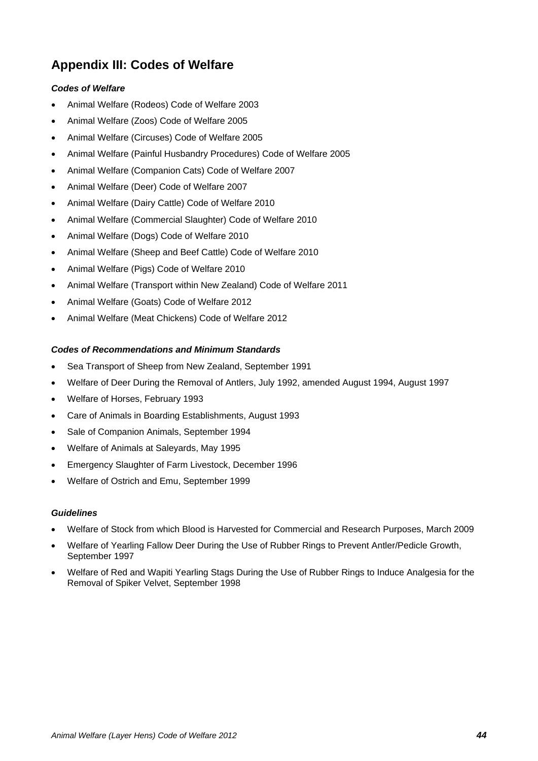## Appendix III: Codes of Welfare

### *Codes of Welfare*

- Animal Welfare (Rodeos) Code of Welfare 2003
- Animal Welfare (Zoos) Code of Welfare 2005
- Animal Welfare (Circuses) Code of Welfare 2005
- Animal Welfare (Painful Husbandry Procedures) Code of Welfare 2005
- Animal Welfare (Companion Cats) Code of Welfare 2007
- Animal Welfare (Deer) Code of Welfare 2007
- Animal Welfare (Dairy Cattle) Code of Welfare 2010
- Animal Welfare (Commercial Slaughter) Code of Welfare 2010
- Animal Welfare (Dogs) Code of Welfare 2010
- Animal Welfare (Sheep and Beef Cattle) Code of Welfare 2010
- Animal Welfare (Pigs) Code of Welfare 2010
- Animal Welfare (Transport within New Zealand) Code of Welfare 2011
- Animal Welfare (Goats) Code of Welfare 2012
- Animal Welfare (Meat Chickens) Code of Welfare 2012

### *Codes of Recommendations and Minimum Standards*

- Sea Transport of Sheep from New Zealand, September 1991
- Welfare of Deer During the Removal of Antlers, July 1992, amended August 1994, August 1997
- Welfare of Horses, February 1993
- Care of Animals in Boarding Establishments, August 1993
- Sale of Companion Animals, September 1994
- Welfare of Animals at Saleyards, May 1995
- Emergency Slaughter of Farm Livestock, December 1996
- Welfare of Ostrich and Emu, September 1999

### *Guidelines*

- Welfare of Stock from which Blood is Harvested for Commercial and Research Purposes, March 2009
- Welfare of Yearling Fallow Deer During the Use of Rubber Rings to Prevent Antler/Pedicle Growth, September 1997
- Welfare of Red and Wapiti Yearling Stags During the Use of Rubber Rings to Induce Analgesia for the Removal of Spiker Velvet, September 1998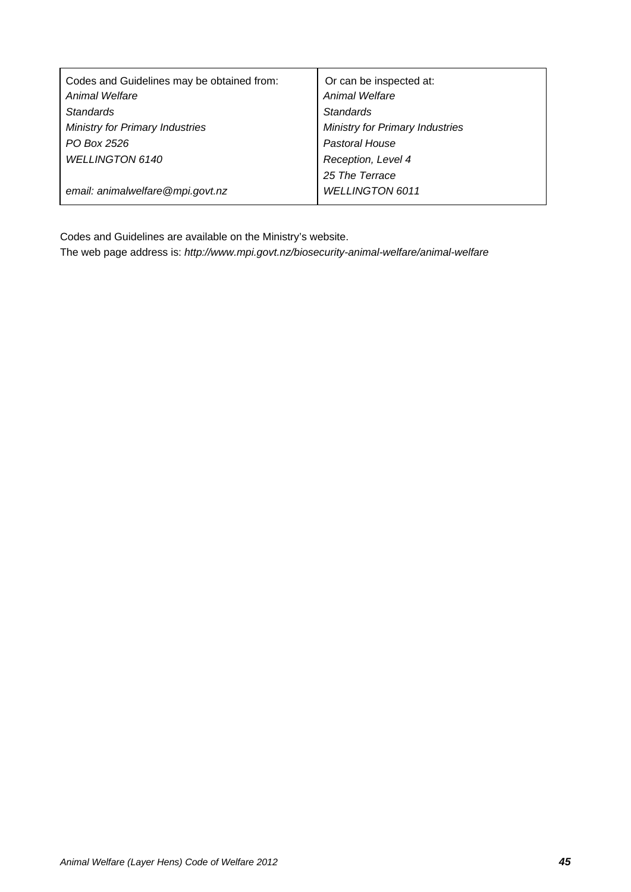| Codes and Guidelines may be obtained from: | Or can be inspected at: |
|---|---|
| *Animal Welfare* | *Animal Welfare* |
| *Standards* | *Standards* |
| *Ministry for Primary Industries* | *Ministry for Primary Industries* |
| *PO Box 2526* | *Pastoral House* |
| *WELLINGTON 6140* | *Reception, Level 4* |
| | *25 The Terrace* |
| *email: animalwelfare@mpi.govt.nz* | *WELLINGTON 6011* |

Codes and Guidelines are available on the Ministry's website.

The web page address is: *http://www.mpi.govt.nz/biosecurity-animal-welfare/animal-welfare*